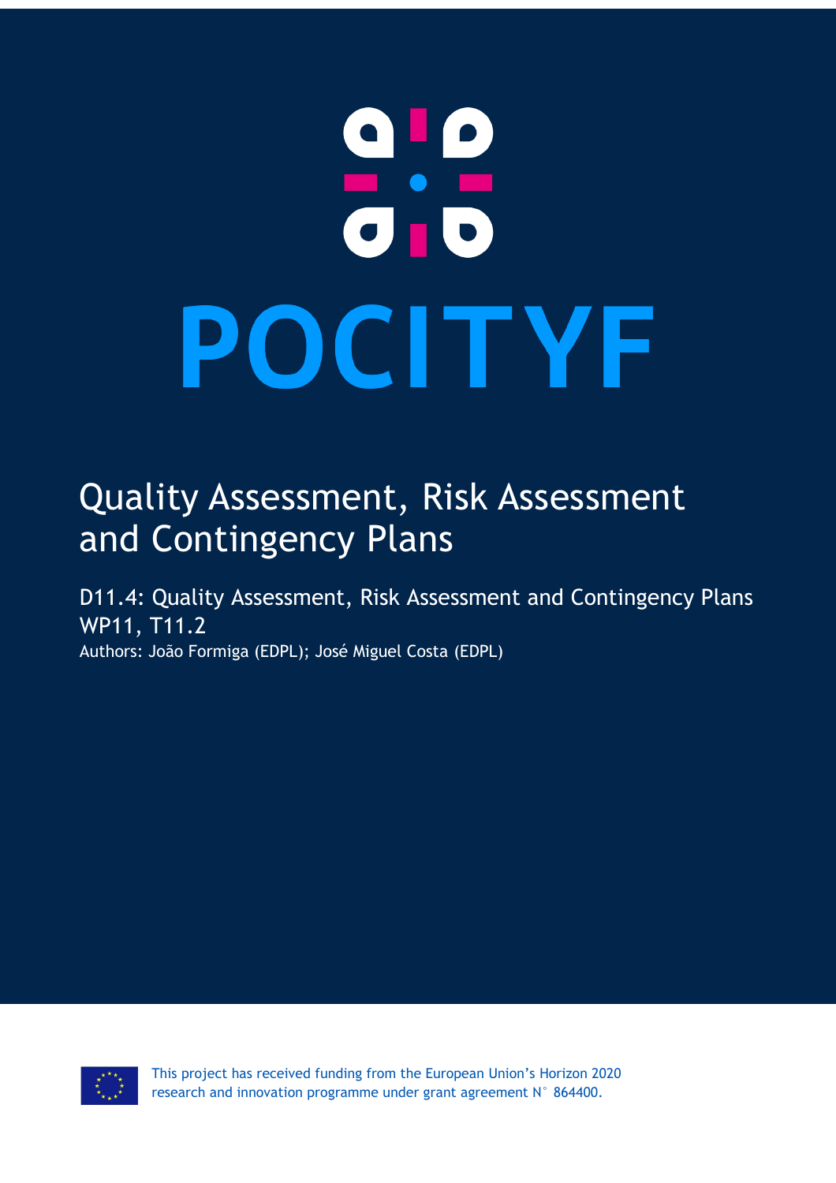# POCITYF

## Quality Assessment, Risk Assessment and Contingency Plans

D11.4: Quality Assessment, Risk Assessment and Contingency Plans
WP11, T11.2

Authors: João Formiga (EDPL); José Miguel Costa (EDPL)

This project has received funding from the European Union's Horizon 2020 research and innovation programme under grant agreement N° 864400.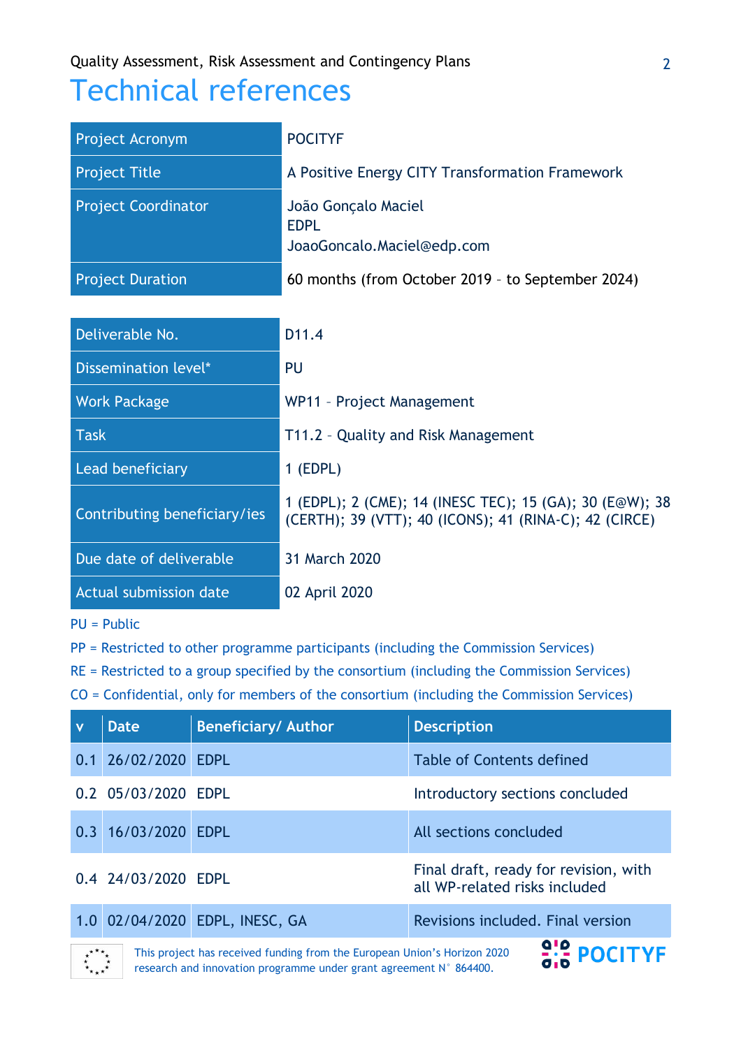# Technical references

| Project Acronym | POCITYF |
|---|---|
| Project Title | A Positive Energy CITY Transformation Framework |
| Project Coordinator | João Gonçalo Maciel<br>EDPL<br>JoaoGoncalo.Maciel@edp.com |
| Project Duration | 60 months (from October 2019 – to September 2024) |

| Deliverable No. | D11.4 |
|---|---|
| Dissemination level* | PU |
| Work Package | WP11 – Project Management |
| Task | T11.2 – Quality and Risk Management |
| Lead beneficiary | 1 (EDPL) |
| Contributing beneficiary/ies | 1 (EDPL); 2 (CME); 14 (INESC TEC); 15 (GA); 30 (E@W); 38 (CERTH); 39 (VTT); 40 (ICONS); 41 (RINA-C); 42 (CIRCE) |
| Due date of deliverable | 31 March 2020 |
| Actual submission date | 02 April 2020 |

PU = Public

PP = Restricted to other programme participants (including the Commission Services)

RE = Restricted to a group specified by the consortium (including the Commission Services)

CO = Confidential, only for members of the consortium (including the Commission Services)

| v | Date | Beneficiary/ Author | Description |
|---|---|---|---|
| 0.1 | 26/02/2020 | EDPL | Table of Contents defined |
| 0.2 | 05/03/2020 | EDPL | Introductory sections concluded |
| 0.3 | 16/03/2020 | EDPL | All sections concluded |
| 0.4 | 24/03/2020 | EDPL | Final draft, ready for revision, with all WP-related risks included |
| 1.0 | 02/04/2020 | EDPL, INESC, GA | Revisions included. Final version |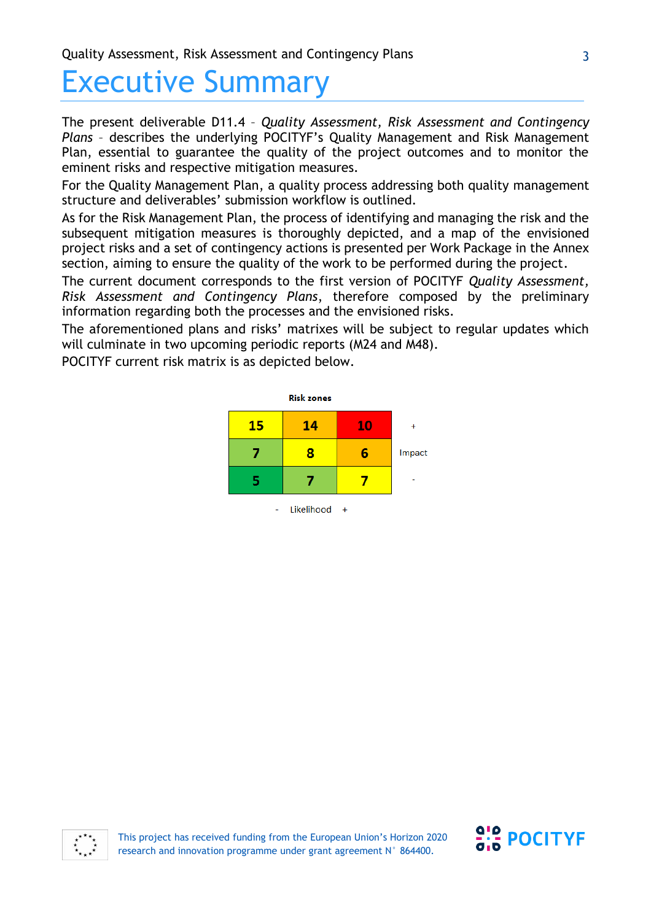# Executive Summary

The present deliverable D11.4 – *Quality Assessment, Risk Assessment and Contingency Plans* – describes the underlying POCITYF's Quality Management and Risk Management Plan, essential to guarantee the quality of the project outcomes and to monitor the eminent risks and respective mitigation measures.

For the Quality Management Plan, a quality process addressing both quality management structure and deliverables' submission workflow is outlined.

As for the Risk Management Plan, the process of identifying and managing the risk and the subsequent mitigation measures is thoroughly depicted, and a map of the envisioned project risks and a set of contingency actions is presented per Work Package in the Annex section, aiming to ensure the quality of the work to be performed during the project.

The current document corresponds to the first version of POCITYF *Quality Assessment, Risk Assessment and Contingency Plans*, therefore composed by the preliminary information regarding both the processes and the envisioned risks.

The aforementioned plans and risks' matrixes will be subject to regular updates which will culminate in two upcoming periodic reports (M24 and M48).

POCITYF current risk matrix is as depicted below.

**Risk zones**

| Impact \ Likelihood | - | | + |
|---|---|---|---|
| + | 15 | 14 | 10 |
| Impact | 7 | 8 | 6 |
| - | 5 | 7 | 7 |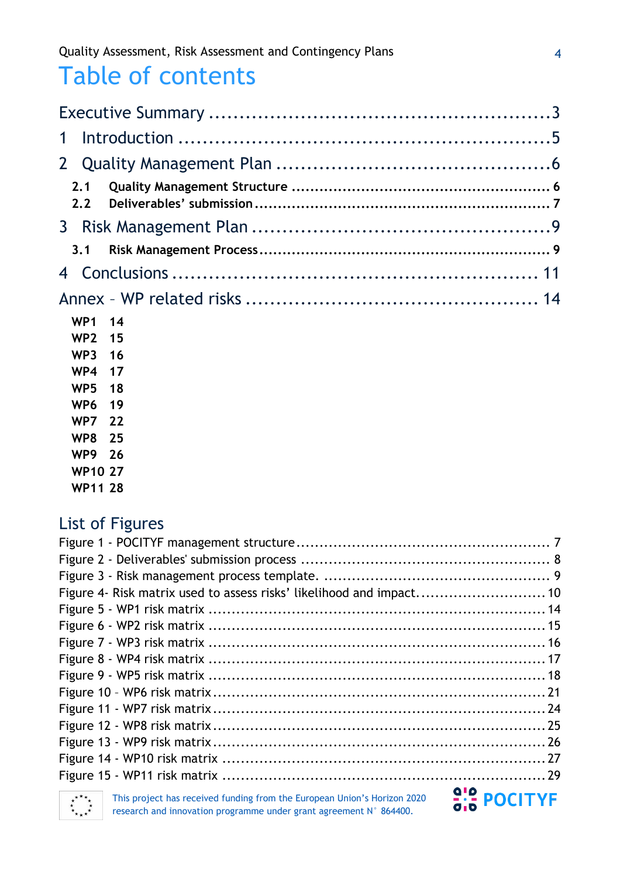# Table of contents

Executive Summary ........................................................3

1 Introduction ........................................................5

2 Quality Management Plan ........................................................6

- 2.1 Quality Management Structure ........................................................6
- 2.2 Deliverables' submission ........................................................7

3 Risk Management Plan ........................................................9

- 3.1 Risk Management Process ........................................................9

4 Conclusions ........................................................11

Annex – WP related risks ........................................................14

- WP1 14
- WP2 15
- WP3 16
- WP4 17
- WP5 18
- WP6 19
- WP7 22
- WP8 25
- WP9 26
- WP10 27
- WP11 28

## List of Figures

Figure 1 - POCITYF management structure ........................................................7

Figure 2 - Deliverables' submission process ........................................................8

Figure 3 - Risk management process template. ........................................................9

Figure 4- Risk matrix used to assess risks' likelihood and impact. ........................................................10

Figure 5 - WP1 risk matrix ........................................................14

Figure 6 - WP2 risk matrix ........................................................15

Figure 7 - WP3 risk matrix ........................................................16

Figure 8 - WP4 risk matrix ........................................................17

Figure 9 - WP5 risk matrix ........................................................18

Figure 10 – WP6 risk matrix ........................................................21

Figure 11 - WP7 risk matrix ........................................................24

Figure 12 - WP8 risk matrix ........................................................25

Figure 13 - WP9 risk matrix ........................................................26

Figure 14 - WP10 risk matrix ........................................................27

Figure 15 - WP11 risk matrix ........................................................29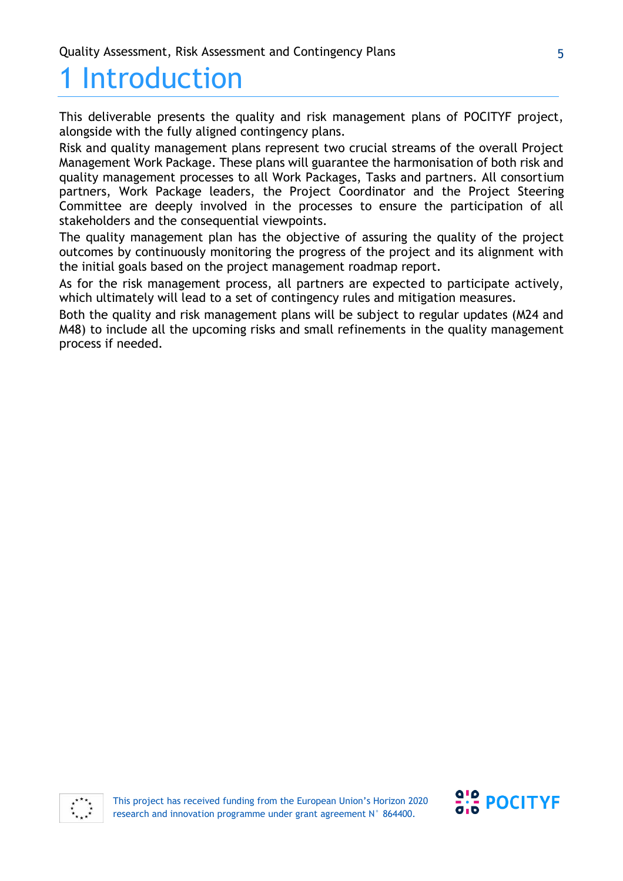# 1 Introduction

This deliverable presents the quality and risk management plans of POCITYF project, alongside with the fully aligned contingency plans.

Risk and quality management plans represent two crucial streams of the overall Project Management Work Package. These plans will guarantee the harmonisation of both risk and quality management processes to all Work Packages, Tasks and partners. All consortium partners, Work Package leaders, the Project Coordinator and the Project Steering Committee are deeply involved in the processes to ensure the participation of all stakeholders and the consequential viewpoints.

The quality management plan has the objective of assuring the quality of the project outcomes by continuously monitoring the progress of the project and its alignment with the initial goals based on the project management roadmap report.

As for the risk management process, all partners are expected to participate actively, which ultimately will lead to a set of contingency rules and mitigation measures.

Both the quality and risk management plans will be subject to regular updates (M24 and M48) to include all the upcoming risks and small refinements in the quality management process if needed.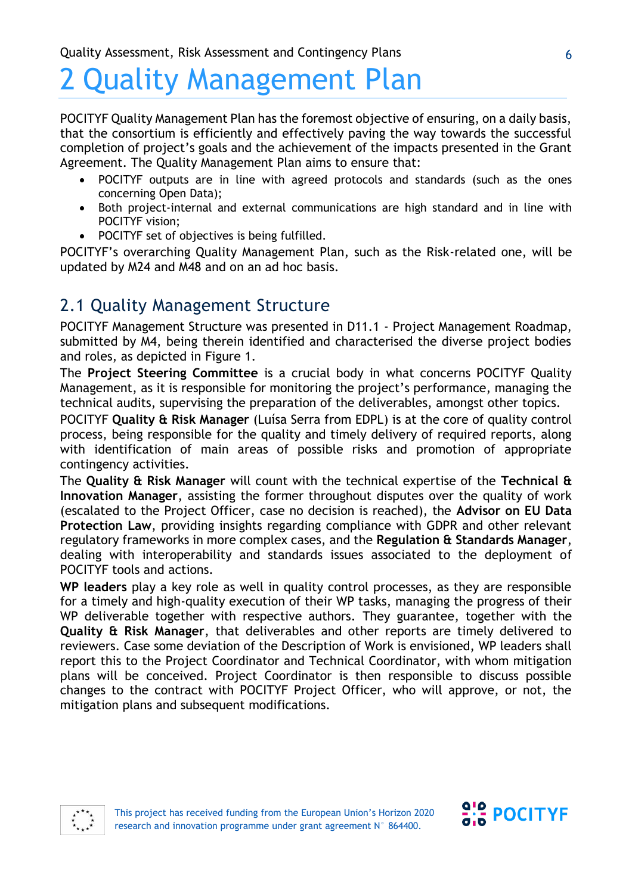# 2 Quality Management Plan

POCITYF Quality Management Plan has the foremost objective of ensuring, on a daily basis, that the consortium is efficiently and effectively paving the way towards the successful completion of project's goals and the achievement of the impacts presented in the Grant Agreement. The Quality Management Plan aims to ensure that:

- POCITYF outputs are in line with agreed protocols and standards (such as the ones concerning Open Data);
- Both project-internal and external communications are high standard and in line with POCITYF vision;
- POCITYF set of objectives is being fulfilled.

POCITYF's overarching Quality Management Plan, such as the Risk-related one, will be updated by M24 and M48 and on an ad hoc basis.

## 2.1 Quality Management Structure

POCITYF Management Structure was presented in D11.1 - Project Management Roadmap, submitted by M4, being therein identified and characterised the diverse project bodies and roles, as depicted in Figure 1.

The **Project Steering Committee** is a crucial body in what concerns POCITYF Quality Management, as it is responsible for monitoring the project's performance, managing the technical audits, supervising the preparation of the deliverables, amongst other topics.

POCITYF **Quality & Risk Manager** (Luísa Serra from EDPL) is at the core of quality control process, being responsible for the quality and timely delivery of required reports, along with identification of main areas of possible risks and promotion of appropriate contingency activities.

The **Quality & Risk Manager** will count with the technical expertise of the **Technical & Innovation Manager**, assisting the former throughout disputes over the quality of work (escalated to the Project Officer, case no decision is reached), the **Advisor on EU Data Protection Law**, providing insights regarding compliance with GDPR and other relevant regulatory frameworks in more complex cases, and the **Regulation & Standards Manager**, dealing with interoperability and standards issues associated to the deployment of POCITYF tools and actions.

**WP leaders** play a key role as well in quality control processes, as they are responsible for a timely and high-quality execution of their WP tasks, managing the progress of their WP deliverable together with respective authors. They guarantee, together with the **Quality & Risk Manager**, that deliverables and other reports are timely delivered to reviewers. Case some deviation of the Description of Work is envisioned, WP leaders shall report this to the Project Coordinator and Technical Coordinator, with whom mitigation plans will be conceived. Project Coordinator is then responsible to discuss possible changes to the contract with POCITYF Project Officer, who will approve, or not, the mitigation plans and subsequent modifications.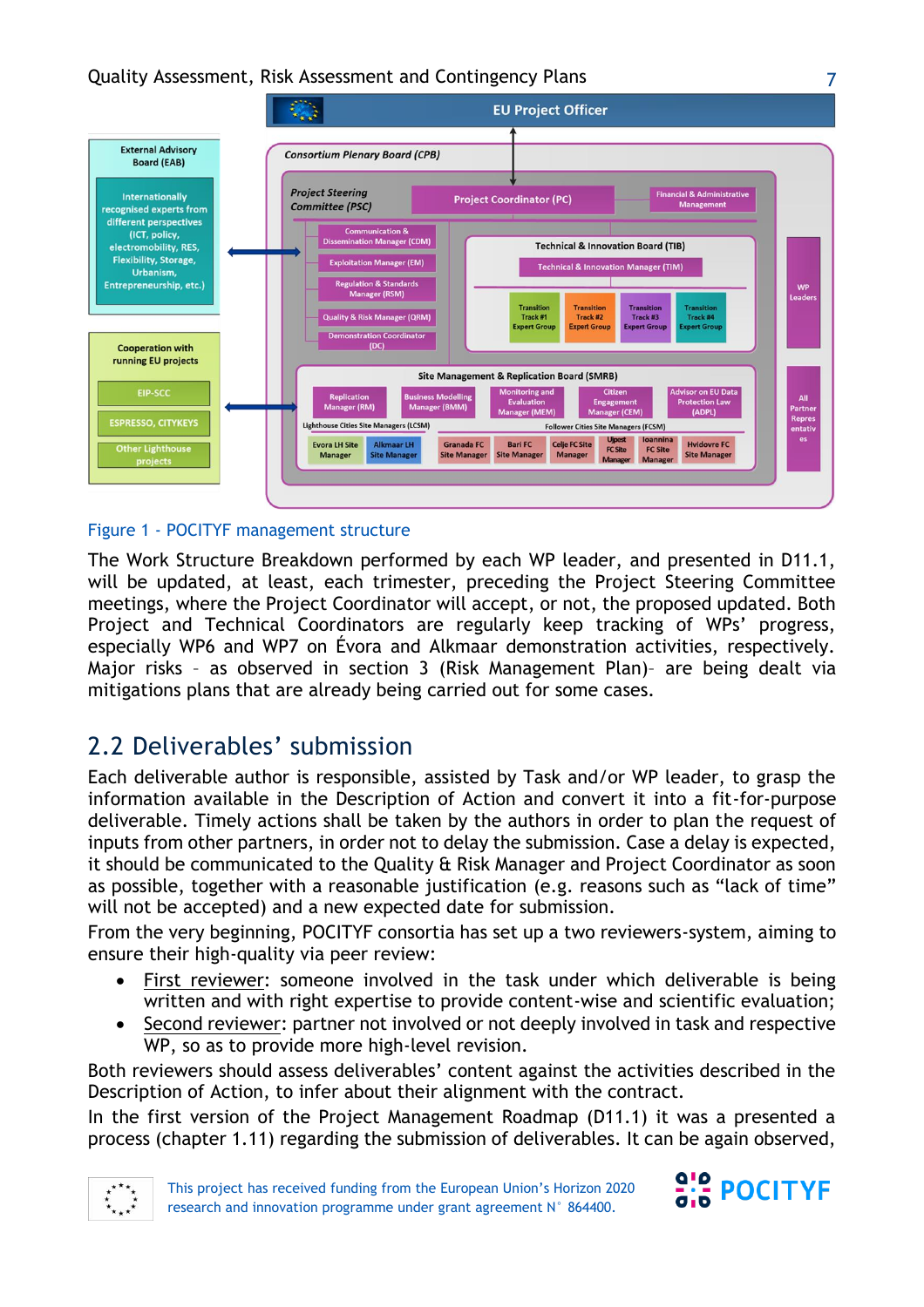Figure 1 - POCITYF management structure

The Work Structure Breakdown performed by each WP leader, and presented in D11.1, will be updated, at least, each trimester, preceding the Project Steering Committee meetings, where the Project Coordinator will accept, or not, the proposed updated. Both Project and Technical Coordinators are regularly keep tracking of WPs' progress, especially WP6 and WP7 on Évora and Alkmaar demonstration activities, respectively. Major risks – as observed in section 3 (Risk Management Plan)– are being dealt via mitigations plans that are already being carried out for some cases.

## 2.2 Deliverables' submission

Each deliverable author is responsible, assisted by Task and/or WP leader, to grasp the information available in the Description of Action and convert it into a fit-for-purpose deliverable. Timely actions shall be taken by the authors in order to plan the request of inputs from other partners, in order not to delay the submission. Case a delay is expected, it should be communicated to the Quality & Risk Manager and Project Coordinator as soon as possible, together with a reasonable justification (e.g. reasons such as "lack of time" will not be accepted) and a new expected date for submission.

From the very beginning, POCITYF consortia has set up a two reviewers-system, aiming to ensure their high-quality via peer review:

- First reviewer: someone involved in the task under which deliverable is being written and with right expertise to provide content-wise and scientific evaluation;
- Second reviewer: partner not involved or not deeply involved in task and respective WP, so as to provide more high-level revision.

Both reviewers should assess deliverables' content against the activities described in the Description of Action, to infer about their alignment with the contract.

In the first version of the Project Management Roadmap (D11.1) it was a presented a process (chapter 1.11) regarding the submission of deliverables. It can be again observed,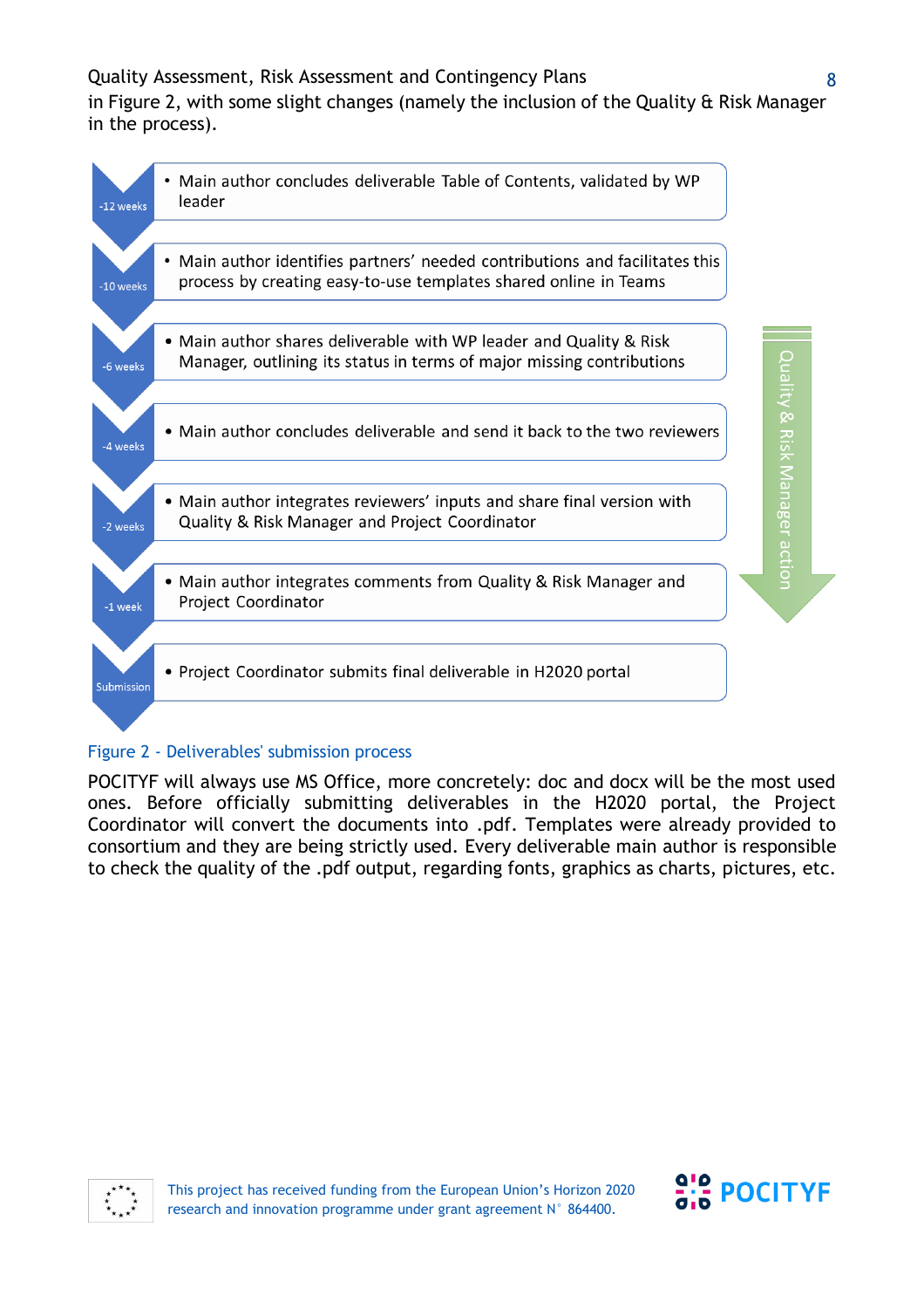in Figure 2, with some slight changes (namely the inclusion of the Quality & Risk Manager in the process).

| Timing | Action |
| --- | --- |
| -12 weeks | Main author concludes deliverable Table of Contents, validated by WP leader |
| -10 weeks | Main author identifies partners' needed contributions and facilitates this process by creating easy-to-use templates shared online in Teams |
| -6 weeks | Main author shares deliverable with WP leader and Quality & Risk Manager, outlining its status in terms of major missing contributions |
| -4 weeks | Main author concludes deliverable and send it back to the two reviewers |
| -2 weeks | Main author integrates reviewers' inputs and share final version with Quality & Risk Manager and Project Coordinator |
| -1 week | Main author integrates comments from Quality & Risk Manager and Project Coordinator |
| Submission | Project Coordinator submits final deliverable in H2020 portal |

Quality & Risk Manager action

Figure 2 - Deliverables' submission process

POCITYF will always use MS Office, more concretely: doc and docx will be the most used ones. Before officially submitting deliverables in the H2020 portal, the Project Coordinator will convert the documents into .pdf. Templates were already provided to consortium and they are being strictly used. Every deliverable main author is responsible to check the quality of the .pdf output, regarding fonts, graphics as charts, pictures, etc.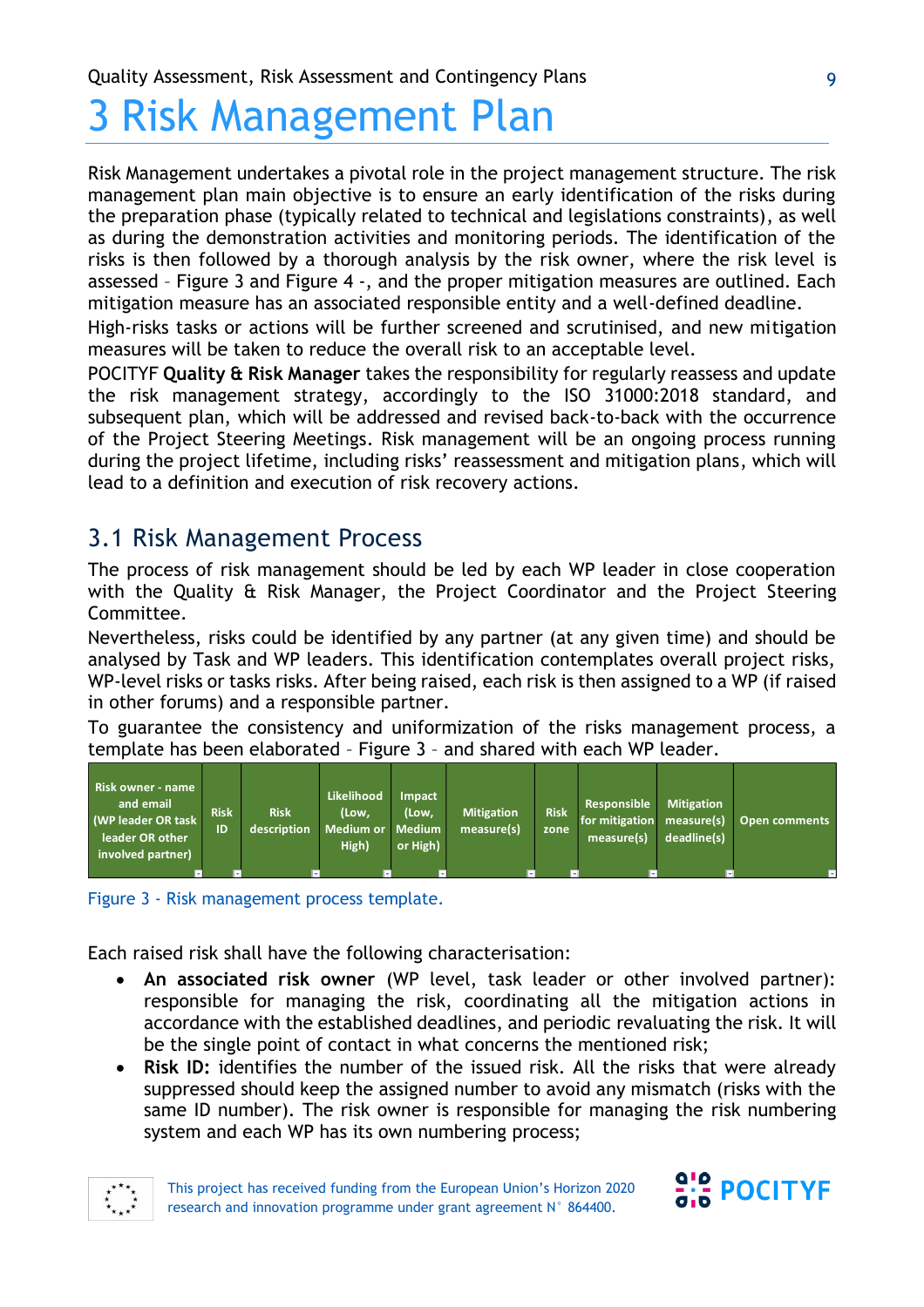# 3 Risk Management Plan

Risk Management undertakes a pivotal role in the project management structure. The risk management plan main objective is to ensure an early identification of the risks during the preparation phase (typically related to technical and legislations constraints), as well as during the demonstration activities and monitoring periods. The identification of the risks is then followed by a thorough analysis by the risk owner, where the risk level is assessed – Figure 3 and Figure 4 -, and the proper mitigation measures are outlined. Each mitigation measure has an associated responsible entity and a well-defined deadline.

High-risks tasks or actions will be further screened and scrutinised, and new mitigation measures will be taken to reduce the overall risk to an acceptable level.

POCITYF **Quality & Risk Manager** takes the responsibility for regularly reassess and update the risk management strategy, accordingly to the ISO 31000:2018 standard, and subsequent plan, which will be addressed and revised back-to-back with the occurrence of the Project Steering Meetings. Risk management will be an ongoing process running during the project lifetime, including risks' reassessment and mitigation plans, which will lead to a definition and execution of risk recovery actions.

## 3.1 Risk Management Process

The process of risk management should be led by each WP leader in close cooperation with the Quality & Risk Manager, the Project Coordinator and the Project Steering Committee.

Nevertheless, risks could be identified by any partner (at any given time) and should be analysed by Task and WP leaders. This identification contemplates overall project risks, WP-level risks or tasks risks. After being raised, each risk is then assigned to a WP (if raised in other forums) and a responsible partner.

To guarantee the consistency and uniformization of the risks management process, a template has been elaborated – Figure 3 – and shared with each WP leader.

| Risk owner - name and email (WP leader OR task leader OR other involved partner) | Risk ID | Risk description | Likelihood (Low, Medium or High) | Impact (Low, Medium or High) | Mitigation measure(s) | Risk zone | Responsible for mitigation measure(s) | Mitigation measure(s) deadline(s) | Open comments |
|---|---|---|---|---|---|---|---|---|---|

Figure 3 - Risk management process template.

Each raised risk shall have the following characterisation:

- **An associated risk owner** (WP level, task leader or other involved partner): responsible for managing the risk, coordinating all the mitigation actions in accordance with the established deadlines, and periodic revaluating the risk. It will be the single point of contact in what concerns the mentioned risk;
- **Risk ID:** identifies the number of the issued risk. All the risks that were already suppressed should keep the assigned number to avoid any mismatch (risks with the same ID number). The risk owner is responsible for managing the risk numbering system and each WP has its own numbering process;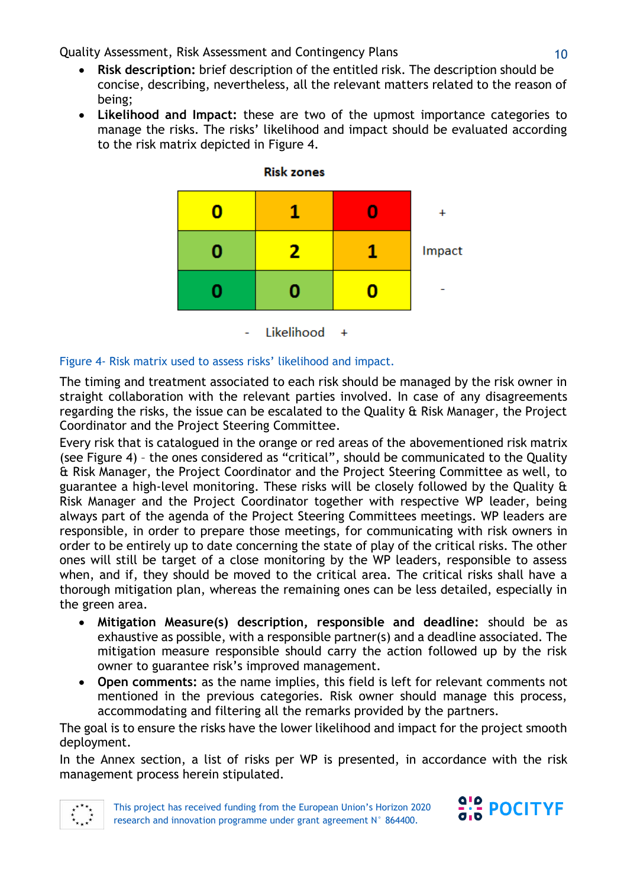- **Risk description:** brief description of the entitled risk. The description should be concise, describing, nevertheless, all the relevant matters related to the reason of being;
- **Likelihood and Impact:** these are two of the upmost importance categories to manage the risks. The risks' likelihood and impact should be evaluated according to the risk matrix depicted in Figure 4.

**Risk zones**

| | | | |
|---|---|---|---|
| 0 | 1 | 0 | + |
| 0 | 2 | 1 | Impact |
| 0 | 0 | 0 | - |
| - | Likelihood | + | |

Figure 4- Risk matrix used to assess risks' likelihood and impact.

The timing and treatment associated to each risk should be managed by the risk owner in straight collaboration with the relevant parties involved. In case of any disagreements regarding the risks, the issue can be escalated to the Quality & Risk Manager, the Project Coordinator and the Project Steering Committee.

Every risk that is catalogued in the orange or red areas of the abovementioned risk matrix (see Figure 4) – the ones considered as "critical", should be communicated to the Quality & Risk Manager, the Project Coordinator and the Project Steering Committee as well, to guarantee a high-level monitoring. These risks will be closely followed by the Quality & Risk Manager and the Project Coordinator together with respective WP leader, being always part of the agenda of the Project Steering Committees meetings. WP leaders are responsible, in order to prepare those meetings, for communicating with risk owners in order to be entirely up to date concerning the state of play of the critical risks. The other ones will still be target of a close monitoring by the WP leaders, responsible to assess when, and if, they should be moved to the critical area. The critical risks shall have a thorough mitigation plan, whereas the remaining ones can be less detailed, especially in the green area.

- **Mitigation Measure(s) description, responsible and deadline:** should be as exhaustive as possible, with a responsible partner(s) and a deadline associated. The mitigation measure responsible should carry the action followed up by the risk owner to guarantee risk's improved management.
- **Open comments:** as the name implies, this field is left for relevant comments not mentioned in the previous categories. Risk owner should manage this process, accommodating and filtering all the remarks provided by the partners.

The goal is to ensure the risks have the lower likelihood and impact for the project smooth deployment.

In the Annex section, a list of risks per WP is presented, in accordance with the risk management process herein stipulated.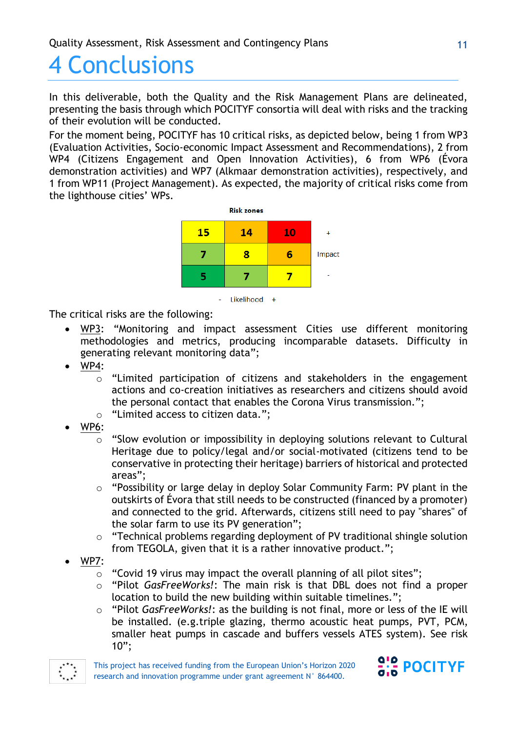# 4 Conclusions

In this deliverable, both the Quality and the Risk Management Plans are delineated, presenting the basis through which POCITYF consortia will deal with risks and the tracking of their evolution will be conducted.

For the moment being, POCITYF has 10 critical risks, as depicted below, being 1 from WP3 (Evaluation Activities, Socio-economic Impact Assessment and Recommendations), 2 from WP4 (Citizens Engagement and Open Innovation Activities), 6 from WP6 (Évora demonstration activities) and WP7 (Alkmaar demonstration activities), respectively, and 1 from WP11 (Project Management). As expected, the majority of critical risks come from the lighthouse cities' WPs.

**Risk zones**

| | Likelihood - | | Likelihood + | |
|---|---|---|---|---|
| Impact + | 15 | 14 | 10 | + |
| Impact | 7 | 8 | 6 | Impact |
| Impact - | 5 | 7 | 7 | - |

- Likelihood +

The critical risks are the following:

- WP3: "Monitoring and impact assessment Cities use different monitoring methodologies and metrics, producing incomparable datasets. Difficulty in generating relevant monitoring data";
- WP4:
  - "Limited participation of citizens and stakeholders in the engagement actions and co-creation initiatives as researchers and citizens should avoid the personal contact that enables the Corona Virus transmission.";
  - "Limited access to citizen data.";
- WP6:
  - "Slow evolution or impossibility in deploying solutions relevant to Cultural Heritage due to policy/legal and/or social-motivated (citizens tend to be conservative in protecting their heritage) barriers of historical and protected areas";
  - "Possibility or large delay in deploy Solar Community Farm: PV plant in the outskirts of Évora that still needs to be constructed (financed by a promoter) and connected to the grid. Afterwards, citizens still need to pay "shares" of the solar farm to use its PV generation";
  - "Technical problems regarding deployment of PV traditional shingle solution from TEGOLA, given that it is a rather innovative product.";
- WP7:
  - "Covid 19 virus may impact the overall planning of all pilot sites";
  - "Pilot *GasFreeWorks!*: The main risk is that DBL does not find a proper location to build the new building within suitable timelines.";
  - "Pilot *GasFreeWorks!*: as the building is not final, more or less of the IE will be installed. (e.g.triple glazing, thermo acoustic heat pumps, PVT, PCM, smaller heat pumps in cascade and buffers vessels ATES system). See risk 10";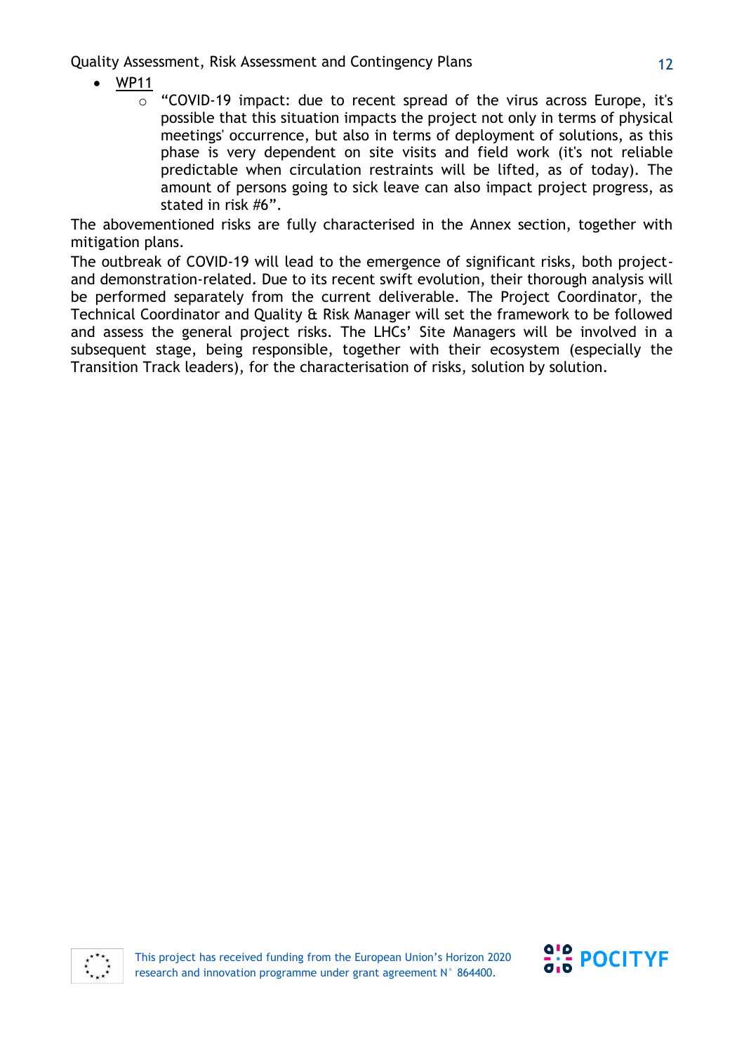- <u>WP11</u>
    - "COVID-19 impact: due to recent spread of the virus across Europe, it's possible that this situation impacts the project not only in terms of physical meetings' occurrence, but also in terms of deployment of solutions, as this phase is very dependent on site visits and field work (it's not reliable predictable when circulation restraints will be lifted, as of today). The amount of persons going to sick leave can also impact project progress, as stated in risk #6".

The abovementioned risks are fully characterised in the Annex section, together with mitigation plans.

The outbreak of COVID-19 will lead to the emergence of significant risks, both project- and demonstration-related. Due to its recent swift evolution, their thorough analysis will be performed separately from the current deliverable. The Project Coordinator, the Technical Coordinator and Quality & Risk Manager will set the framework to be followed and assess the general project risks. The LHCs' Site Managers will be involved in a subsequent stage, being responsible, together with their ecosystem (especially the Transition Track leaders), for the characterisation of risks, solution by solution.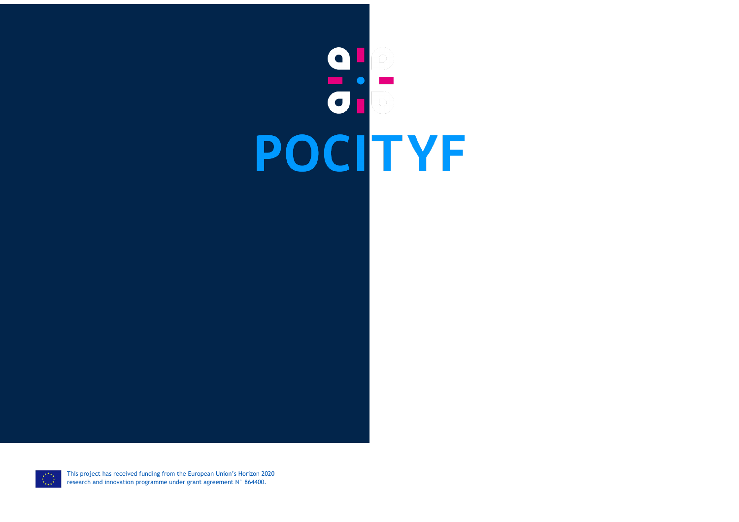# POCITYF

This project has received funding from the European Union's Horizon 2020 research and innovation programme under grant agreement N° 864400.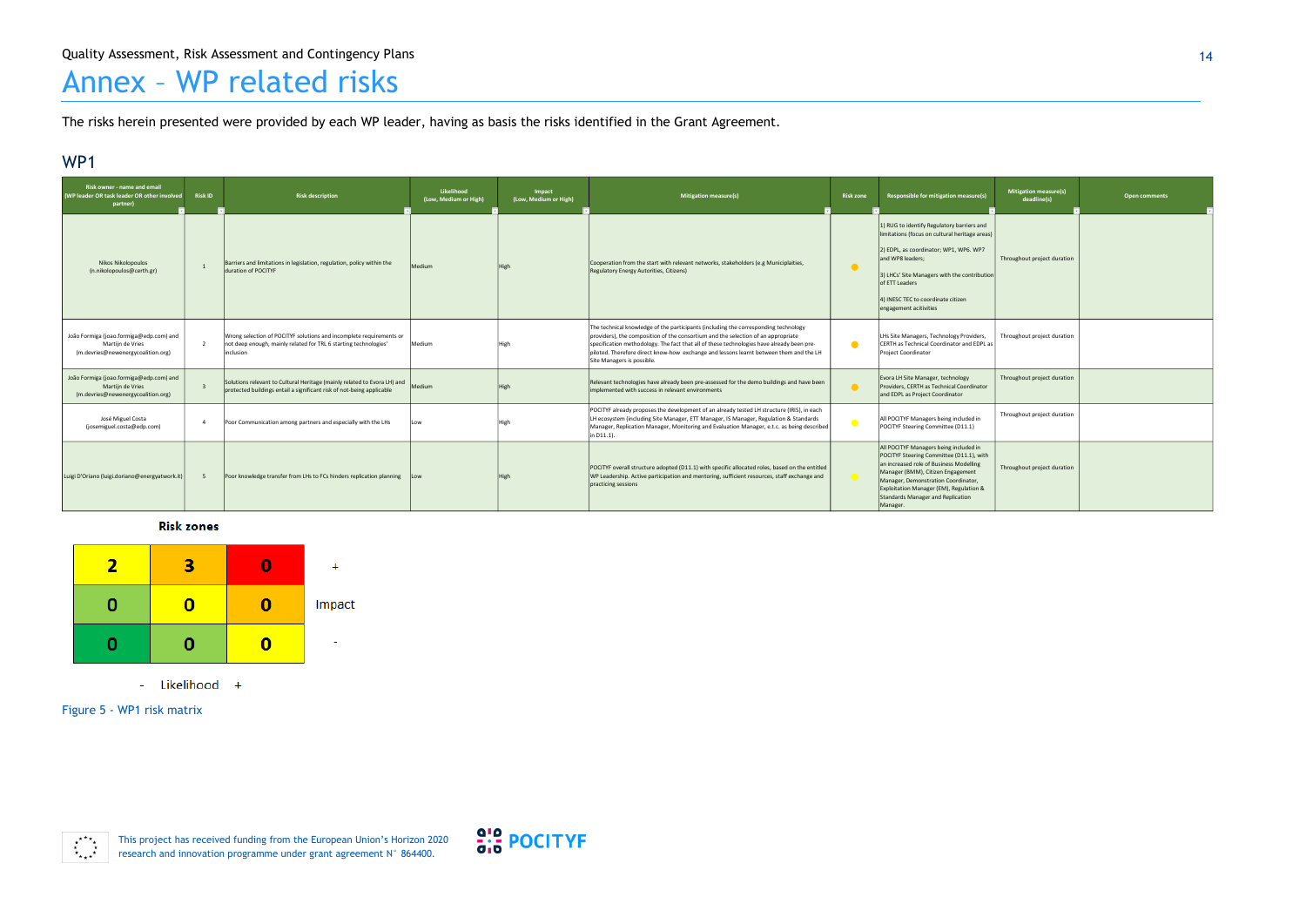# Annex – WP related risks

The risks herein presented were provided by each WP leader, having as basis the risks identified in the Grant Agreement.

## WP1

| Risk owner - name and email (WP leader OR task leader OR other involved partner) | Risk ID | Risk description | Likelihood (Low, Medium or High) | Impact (Low, Medium or High) | Mitigation measure(s) | Risk zone | Responsible for mitigation measure(s) | Mitigation measure(s) deadline(s) | Open comments |
|---|---|---|---|---|---|---|---|---|---|
| Nikos Nikolopoulos (n.nikolopoulos@certh.gr) | 1 | Barriers and limitations in legislation, regulation, policy within the duration of POCITYF | Medium | High | Cooperation from the start with relevant networks, stakeholders (e.g Municiplaities, Regulatory Energy Autorities, Citizens) | ● | 1) RUG to identify Regulatory barriers and limitations (focus on cultural heritage areas) 2) EDPL, as coordinator; WP1, WP6. WP7 and WP8 leaders; 3) LHCs' Site Managers with the contribution of ETT Leaders 4) INESC TEC to coordinate citizen engagement acitivities | Throughout project duration | |
| João Formiga (joao.formiga@edp.com) and Martijn de Vries (m.devries@newenergycoalition.org) | 2 | Wrong selection of POCITYF solutions and incomplete requirements or not deep enough, mainly related for TRL 6 starting technologies' inclusion | Medium | High | The technical knowledge of the participants (including the corresponding technology providers), the composition of the consortium and the selection of an appropriate specification methodology. The fact that all of these technologies have already been pre-piloted. Therefore direct know-how exchange and lessons learnt between them and the LH Site Managers is possible. | ● | LHs Site Managers, Technology Providers, CERTH as Technical Coordinator and EDPL as Project Coordinator | Throughout project duration | |
| João Formiga (joao.formiga@edp.com) and Martijn de Vries (m.devries@newenergycoalition.org) | 3 | Solutions relevant to Cultural Heritage (mainly related to Evora LH) and protected buildings entail a significant risk of not-being applicable | Medium | High | Relevant technologies have already been pre-assessed for the demo buildings and have been implemented with success in relevant environments | ● | Evora LH Site Manager, technology Providers, CERTH as Technical Coordinator and EDPL as Project Coordinator | Throughout project duration | |
| José Miguel Costa (josemiguel.costa@edp.com) | 4 | Poor Communication among partners and especially with the LHs | Low | High | POCITYF already proposes the development of an already tested LH structure (IRIS), in each LH ecosystem (including Site Manager, ETT Manager, IS Manager, Regulation & Standards Manager, Replication Manager, Monitoring and Evaluation Manager, e.t.c. as being described in D11.1). | ● | All POCITYF Managers being included in POCITYF Steering Committee (D11.1) | Throughout project duration | |
| Luigi D'Oriano (luigi.doriano@energyatwork.it) | 5 | Poor knowledge transfer from LHs to FCs hinders replication planning | Low | High | POCITYF overall structure adopted (D11.1) with specific allocated roles, based on the entitled WP Leadership. Active participation and mentoring, sufficient resources, staff exchange and practicing sessions | ● | All POCITYF Managers being included in POCITYF Steering Committee (D11.1), with an increased role of Business Modelling Manager (BMM), Citizen Engagement Manager, Demonstration Coordinator, Exploitation Manager (EM), Regulation & Standards Manager and Replication Manager. | Throughout project duration | |

**Risk zones**

| | | | |
|---|---|---|---|
| 2 | 3 | 0 | + |
| 0 | 0 | 0 | Impact |
| 0 | 0 | 0 | - |
| - Likelihood + | | | |

Figure 5 - WP1 risk matrix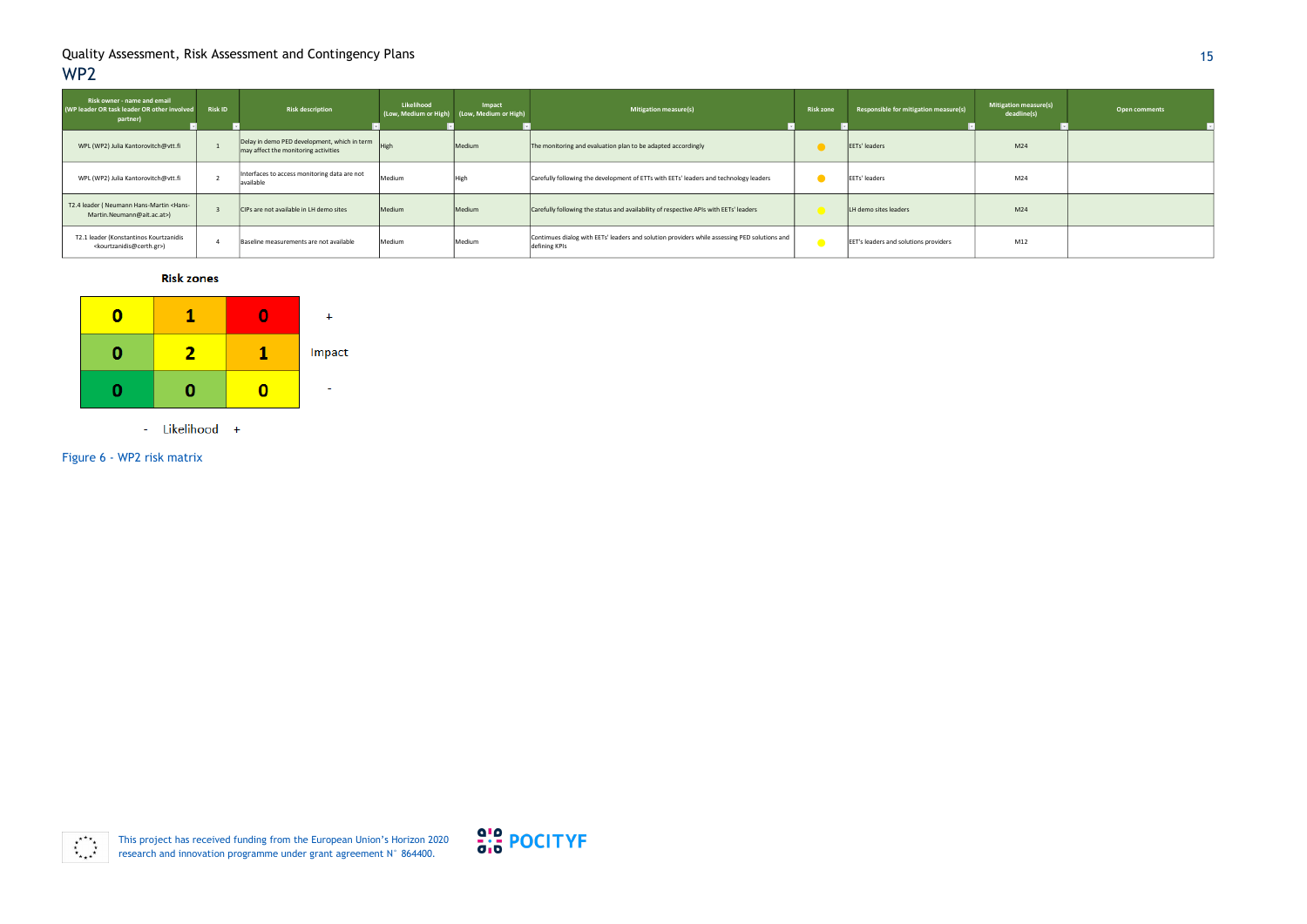## WP2

| Risk owner - name and email (WP leader OR task leader OR other involved partner) | Risk ID | Risk description | Likelihood (Low, Medium or High) | Impact (Low, Medium or High) | Mitigation measure(s) | Risk zone | Responsible for mitigation measure(s) | Mitigation measure(s) deadline(s) | Open comments |
|---|---|---|---|---|---|---|---|---|---|
| WPL (WP2) Julia Kantorovitch@vtt.fi | 1 | Delay in demo PED development, which in term may affect the monitoring activities | High | Medium | The monitoring and evaluation plan to be adapted accordingly | ● | EETs' leaders | M24 | |
| WPL (WP2) Julia Kantorovitch@vtt.fi | 2 | Interfaces to access monitoring data are not available | Medium | High | Carefully following the development of ETTs with EETs' leaders and technology leaders | ● | EETs' leaders | M24 | |
| T2.4 leader ( Neumann Hans-Martin <Hans-Martin.Neumann@ait.ac.at>) | 3 | CIPs are not available in LH demo sites | Medium | Medium | Carefully following the status and availability of respective APIs with EETs' leaders | ● | LH demo sites leaders | M24 | |
| T2.1 leader (Konstantinos Kourtzanidis <kourtzanidis@certh.gr>) | 4 | Baseline measurements are not available | Medium | Medium | Continues dialog with EETs' leaders and solution providers while assessing PED solutions and defining KPIs | ● | EET's leaders and solutions providers | M12 | |

**Risk zones**

| | | | |
|---|---|---|---|
| 0 | 1 | 0 | + |
| 0 | 2 | 1 | Impact |
| 0 | 0 | 0 | - |
| - | Likelihood | + | |

Figure 6 - WP2 risk matrix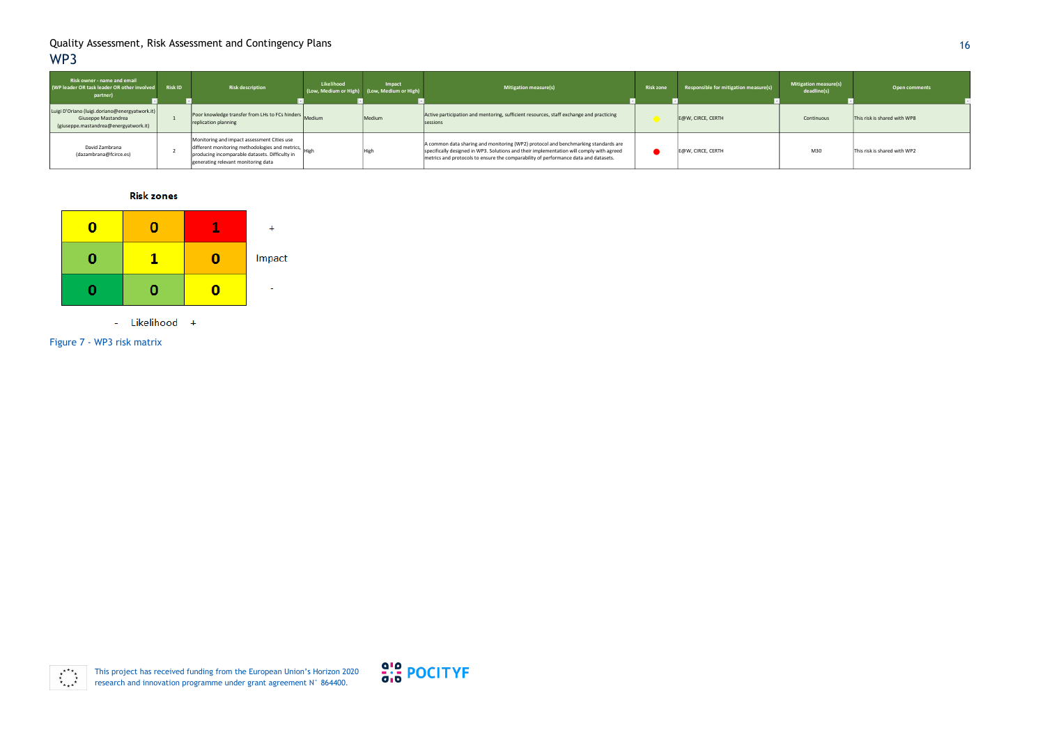## WP3

| Risk owner - name and email (WP leader OR task leader OR other involved partner) | Risk ID | Risk description | Likelihood (Low, Medium or High) | Impact (Low, Medium or High) | Mitigation measure(s) | Risk zone | Responsible for mitigation measure(s) | Mitigation measure(s) deadline(s) | Open comments |
|---|---|---|---|---|---|---|---|---|---|
| Luigi D'Oriano (luigi.doriano@energyatwork.it) Giuseppe Mastandrea (giuseppe.mastandrea@energyatwork.it) | 1 | Poor knowledge transfer from LHs to FCs hinders replication planning | Medium | Medium | Active participation and mentoring, sufficient resources, staff exchange and practicing sessions | ● (yellow) | E@W, CIRCE, CERTH | Continuous | This risk is shared with WP8 |
| David Zambrana (dazambrana@fcirce.es) | 2 | Monitoring and impact assessment Cities use different monitoring methodologies and metrics, producing incomparable datasets. Difficulty in generating relevant monitoring data | High | High | A common data sharing and monitoring (WP2) protocol and benchmarking standards are specifically designed in WP3. Solutions and their implementation will comply with agreed metrics and protocols to ensure the comparability of performance data and datasets. | ● (red) | E@W, CIRCE, CERTH | M30 | This risk is shared with WP2 |

**Risk zones**

| Impact \ Likelihood | - | | + |
|---|---|---|---|
| + | 0 | 0 | 1 |
| Impact | 0 | 1 | 0 |
| - | 0 | 0 | 0 |

Figure 7 - WP3 risk matrix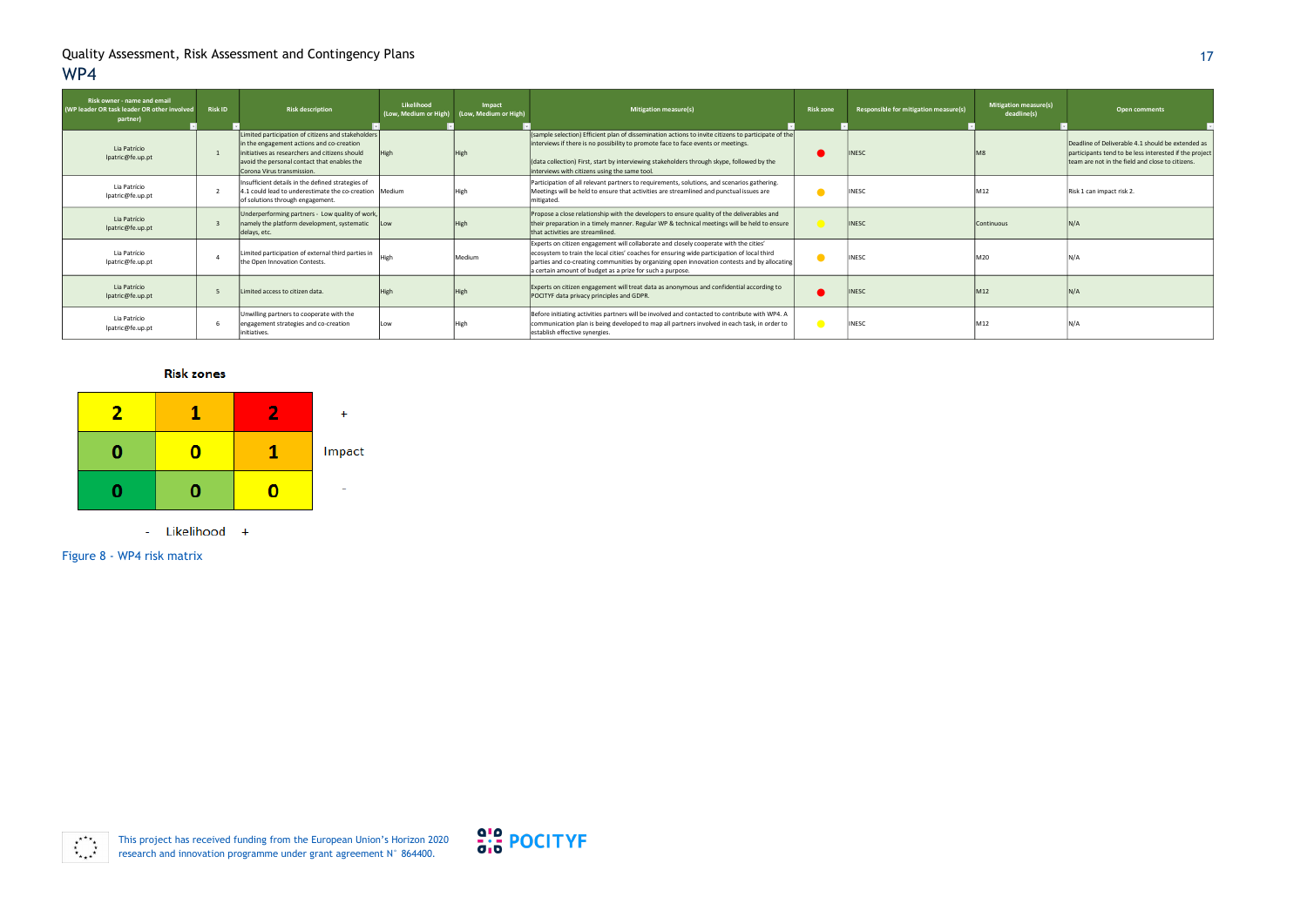## Quality Assessment, Risk Assessment and Contingency Plans

# WP4

| Risk owner - name and email (WP leader OR task leader OR other involved partner) | Risk ID | Risk description | Likelihood (Low, Medium or High) | Impact (Low, Medium or High) | Mitigation measure(s) | Risk zone | Responsible for mitigation measure(s) | Mitigation measure(s) deadline(s) | Open comments |
|---|---|---|---|---|---|---|---|---|---|
| Lia Patrício lpatric@fe.up.pt | 1 | Limited participation of citizens and stakeholders in the engagement actions and co-creation initiatives as researchers and citizens should avoid the personal contact that enables the Corona Virus transmission. | High | High | (sample selection) Efficient plan of dissemination actions to invite citizens to participate of the interviews if there is no possibility to promote face to face events or meetings. (data collection) First, start by interviewing stakeholders through skype, followed by the interviews with citizens using the same tool. | 🔴 | INESC | M8 | Deadline of Deliverable 4.1 should be extended as participants tend to be less interested if the project team are not in the field and close to citizens. |
| Lia Patrício lpatric@fe.up.pt | 2 | Insufficient details in the defined strategies of 4.1 could lead to underestimate the co-creation of solutions through engagement. | Medium | High | Participation of all relevant partners to requirements, solutions, and scenarios gathering. Meetings will be held to ensure that activities are streamlined and punctual issues are mitigated. | 🟠 | INESC | M12 | Risk 1 can impact risk 2. |
| Lia Patrício lpatric@fe.up.pt | 3 | Underperforming partners - Low quality of work, namely the platform development, systematic delays, etc. | Low | High | Propose a close relationship with the developers to ensure quality of the deliverables and their preparation in a timely manner. Regular WP & technical meetings will be held to ensure that activities are streamlined. | 🟡 | INESC | Continuous | N/A |
| Lia Patrício lpatric@fe.up.pt | 4 | Limited participation of external third parties in the Open Innovation Contests. | High | Medium | Experts on citizen engagement will collaborate and closely cooperate with the cities' ecosystem to train the local cities' coaches for ensuring wide participation of local third parties and co-creating communities by organizing open innovation contests and by allocating a certain amount of budget as a prize for such a purpose. | 🟠 | INESC | M20 | N/A |
| Lia Patrício lpatric@fe.up.pt | 5 | Limited access to citizen data. | High | High | Experts on citizen engagement will treat data as anonymous and confidential according to POCITYF data privacy principles and GDPR. | 🔴 | INESC | M12 | N/A |
| Lia Patrício lpatric@fe.up.pt | 6 | Unwilling partners to cooperate with the engagement strategies and co-creation initiatives. | Low | High | Before initiating activities partners will be involved and contacted to contribute with WP4. A communication plan is being developed to map all partners involved in each task, in order to establish effective synergies. | 🟡 | INESC | M12 | N/A |

**Risk zones**

| Impact \ Likelihood | - (Low) | Medium | + (High) |
|---|---|---|---|
| + (High) | 2 | 1 | 2 |
| Medium | 0 | 0 | 1 |
| - (Low) | 0 | 0 | 0 |

Figure 8 - WP4 risk matrix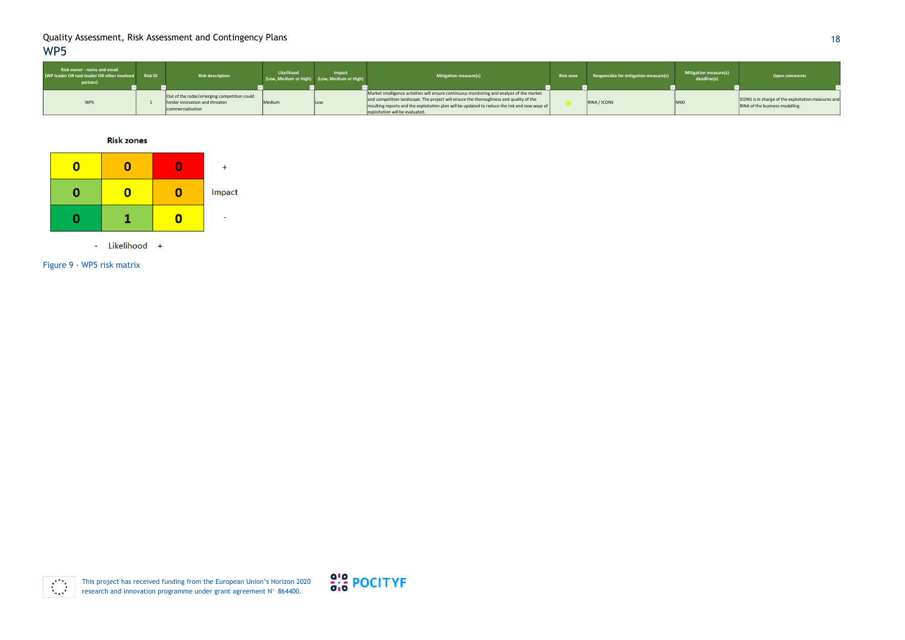## WP5

| Risk owner - name and email (WP leader OR task leader OR other involved partner) | Risk ID | Risk description | Likelihood (Low, Medium or High) | Impact (Low, Medium or High) | Mitigation measure(s) | Risk zone | Responsible for mitigation measure(s) | Mitigation measure(s) deadline(s) | Open comments |
|---|---|---|---|---|---|---|---|---|---|
| WP5 | 1 | Out of the radar/emerging competition could hinder innovation and threaten commercialization | Medium | Low | Market intelligence activities will ensure continuous monitoring and analysis of the market and competition landscape. The project will ensure the thoroughness and quality of the resulting reports and the exploitation plan will be updated to reduce the risk and new ways of exploitation will be evaluated. | ● | RINA / ICONS | M60 | ICONS is in charge of the exploitation measures and RINA of the business modelling |

**Risk zones**

| Likelihood (-) → (+) / Impact | - | | + |
|---|---|---|---|
| **+** | 0 | 0 | 0 |
| **Impact** | 0 | 0 | 0 |
| **-** | 0 | 1 | 0 |

Figure 9 - WP5 risk matrix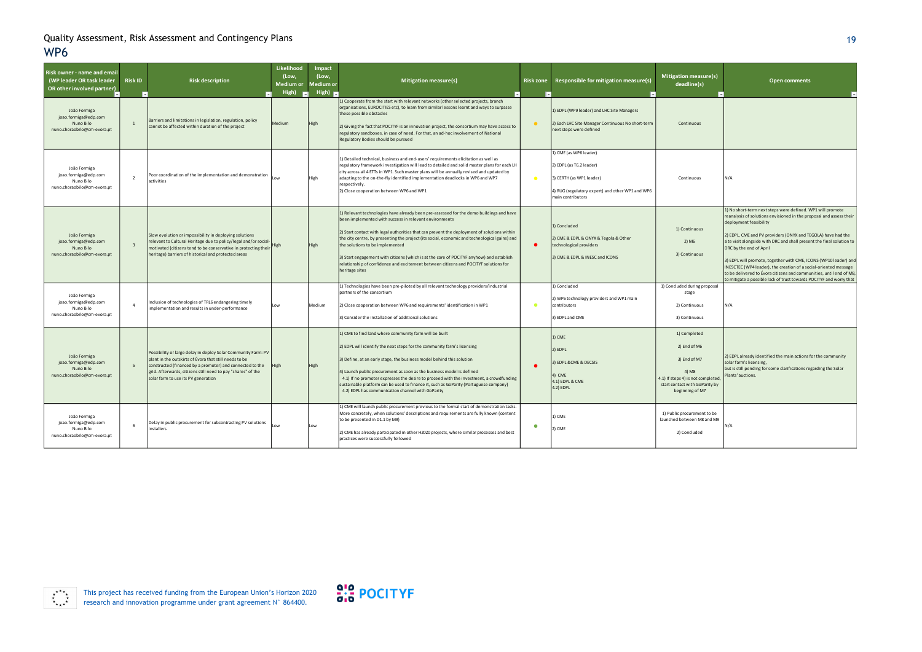## Quality Assessment, Risk Assessment and Contingency Plans

## WP6

| Risk owner - name and email (WP leader OR task leader OR other involved partner) | Risk ID | Risk description | Likelihood (Low, Medium or High) | Impact (Low, Medium or High) | Mitigation measure(s) | Risk zone | Responsible for mitigation measure(s) | Mitigation measure(s) deadline(s) | Open comments |
|---|---|---|---|---|---|---|---|---|---|
| João Formiga joao.formiga@edp.com Nuno Bilo nuno.choraobilo@cm-evora.pt | 1 | Barriers and limitations in legislation, regulation, policy cannot be affected within duration of the project | Medium | High | 1) Cooperate from the start with relevant networks (other selected projects, branch organisations, EUROCITIES etc), to learn from similar lessons learnt and ways to surpasse these possible obstacles<br>2) Giving the fact that POCITYF is an innovation project, the consortium may have access to regulatory sandboxes, in case of need. For that, an ad-hoc involvement of National Regulatory Bodies should be pursued | ● | 1) EDPL (WP9 leader) and LHC Site Managers<br>2) Each LHC Site Manager Continuous No short-term next steps were defined | Continuous | |
| João Formiga joao.formiga@edp.com Nuno Bilo nuno.choraobilo@cm-evora.pt | 2 | Poor coordination of the implementation and demonstration activities | Low | High | 1) Detailed technical, business and end-users' requirements elicitation as well as regulatory framework investigation will lead to detailed and solid master plans for each LH city across all 4 ETTs in WP1. Such master plans will be annually revised and updated by adapting to the on-the-fly identified implementation deadlocks in WP6 and WP7 respectively.<br>2) Close cooperation between WP6 and WP1 | ● | 1) CME (as WP6 leader)<br>2) EDPL (as T6.2 leader)<br>3) CERTH (as WP1 leader)<br>4) RUG (regulatory expert) and other WP1 and WP6 main contributors | Continuous | N/A |
| João Formiga joao.formiga@edp.com Nuno Bilo nuno.choraobilo@cm-evora.pt | 3 | Slow evolution or impossibility in deploying solutions relevant to Cultural Heritage due to policy/legal and/or social-motivated (citizens tend to be conservative in protecting their heritage) barriers of historical and protected areas | High | High | 1) Relevant technologies have already been pre-assessed for the demo buildings and have been implemented with success in relevant environments<br>2) Start contact with legal authorities that can prevent the deployment of solutions within the city centre, by presenting the project (its social, economic and technological gains) and the solutions to be implemented<br>3) Start engagement with citizens (which is at the core of POCITYF anyhow) and establish relationship of confidence and excitement between citizens and POCITYF solutions for heritage sites | ● | 1) Concluded<br>2) CME & EDPL & ONYX & Tegola & Other technological providers<br>3) CME & EDPL & INESC and ICONS | 1) Continuous<br>2) M6<br>3) Continuous | 1) No short-term next steps were defined. WP1 will promote reanalysis of solutions envisioned in the proposal and assess their deployment feasibility<br>2) EDPL, CME and PV providers (ONYX and TEGOLA) have had the site visit alongside with DRC and shall present the final solution to DRC by the end of April<br>3) EDPL will promote, together with CME, ICONS (WP10 leader) and INESCTEC (WP4 leader), the creation of a social-oriented message to be delivered to Évora citizens and communities, until end of M8, to mitigate a possible lack of trust towards POCITYF and worry that |
| João Formiga joao.formiga@edp.com Nuno Bilo nuno.choraobilo@cm-evora.pt | 4 | Inclusion of technologies of TRL6 endangering timely implementation and results in under-performance | Low | Medium | 1) Technologies have been pre-piloted by all relevant technology providers/industrial partners of the consortium<br>2) Close cooperation between WP6 and requirements' identification in WP1<br>3) Consider the installation of additional solutions | ● | 1) Concluded<br>2) WP6 technology providers and WP1 main contributors<br>3) EDPL and CME | 1) Concluded during proposal stage<br>2) Continuous<br>3) Continuous | N/A |
| João Formiga joao.formiga@edp.com Nuno Bilo nuno.choraobilo@cm-evora.pt | 5 | Possibility or large delay in deploy Solar Community Farm: PV plant in the outskirts of Évora that still needs to be constructed (financed by a promoter) and connected to the grid. Afterwards, citizens still need to pay "shares" of the solar farm to use its PV generation | High | High | 1) CME to find land where community farm will be built<br>2) EDPL will identify the next steps for the community farm's licensing<br>3) Define, at an early stage, the business model behind this solution<br>4) Launch public procurement as soon as the business model is defined<br>4.1) If no promoter expresses the desire to proceed with the investment, a crowdfunding sustainable platform can be used to finance it, such as GoParity (Portuguese company)<br>4.2) EDPL has communication channel with GoParity | ● | 1) CME<br>2) EDPL<br>3) EDPL &CME & DECSIS<br>4) CME<br>4.1) EDPL & CME<br>4.2) EDPL | 1) Completed<br>2) End of M6<br>3) End of M7<br>4) M8<br>4.1) If steps 4) is not completed, start contact with GoParity by beginning of M7 | 2) EDPL already identified the main actions for the community solar farm's licensing, but is still pending for some clarifications regarding the Solar Plants' auctions. |
| João Formiga joao.formiga@edp.com Nuno Bilo nuno.choraobilo@cm-evora.pt | 6 | Delay in public procurement for subcontracting PV solutions installers | Low | Low | 1) CME will launch public procurement previous to the formal start of demonstration tasks. More concretely, when solutions' descriptions and requirements are fully known (content to be presented in D1.1 by M9)<br>2) CME has already participated in other H2020 projects, where similar processes and best practices were successfully followed | ● | 1) CME<br>2) CME | 1) Public procurement to be launched between M8 and M9<br>2) Concluded | N/A |

This project has received funding from the European Union's Horizon 2020 research and innovation programme under grant agreement N° 864400.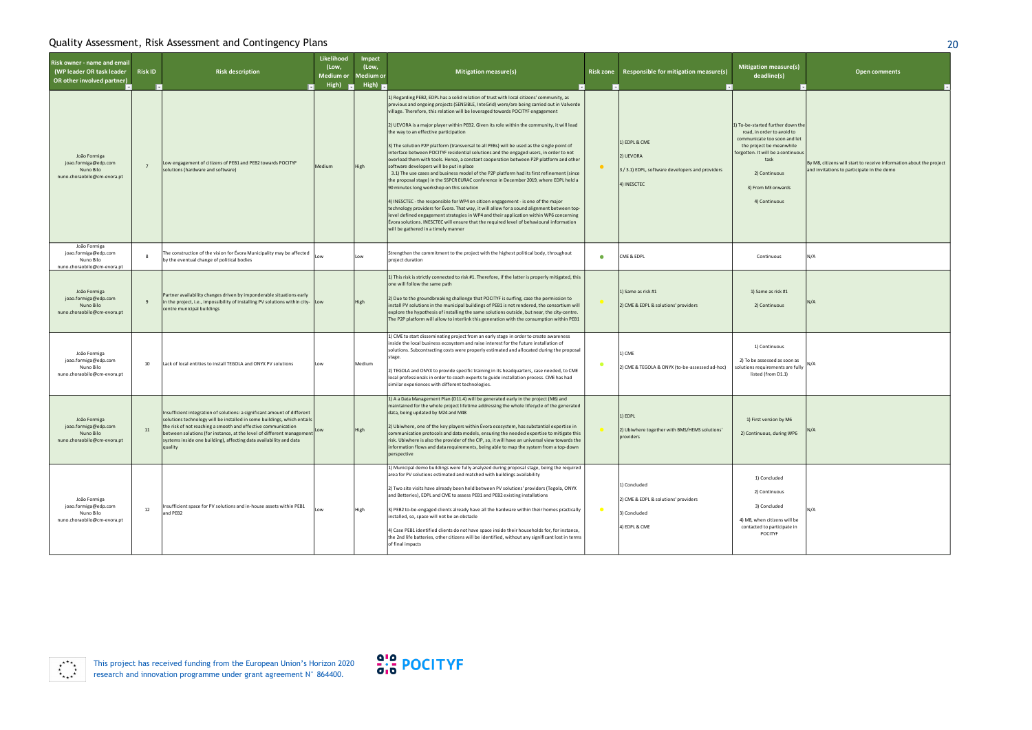## Quality Assessment, Risk Assessment and Contingency Plans

| Risk owner - name and email (WP leader OR task leader OR other involved partner) | Risk ID | Risk description | Likelihood (Low, Medium or High) | Impact (Low, Medium or High) | Mitigation measure(s) | Risk zone | Responsible for mitigation measure(s) | Mitigation measure(s) deadline(s) | Open comments |
|---|---|---|---|---|---|---|---|---|---|
| João Formiga joao.formiga@edp.com Nuno Bilo nuno.choraobilo@cm-evora.pt | 7 | Low engagement of citizens of PEB1 and PEB2 towards POCITYF solutions (hardware and software) | Medium | High | 1) Regarding PEB2, EDPL has a solid relation of trust with local citizens' community, as previous and ongoing projects (SENSIBLE, InteGrid) were/are being carried out in Valverde village. Therefore, this relation will be leveraged towards POCITYF engagement<br><br>2) UEVORA is a major player within PEB2. Given its role within the community, it will lead the way to an effective participation<br><br>3) The solution P2P platform (transversal to all PEBs) will be used as the single point of interface between POCITYF residential solutions and the engaged users, in order to not overload them with tools. Hence, a constant cooperation between P2P platform and other software developers will be put in place<br>3.1) The use cases and business model of the P2P platform had its first refinement (since the proposal stage) in the SSPCR EURAC conference in December 2019, where EDPL held a 90 minutes long workshop on this solution<br><br>4) INESCTEC - the responsible for WP4 on citizen engagement - is one of the major technology providers for Évora. That way, it will allow for a sound alignment between top-level defined engagement strategies in WP4 and their application within WP6 concerning Évora solutions. INESCTEC will ensure that the required level of behavioural information will be gathered in a timely manner | ● | 1) EDPL & CME<br><br>2) UEVORA<br><br>3 / 3.1) EDPL, software developers and providers<br><br>4) INESCTEC | 1) To-be-started further down the road, in order to avoid to communicate too soon and let the project be meanwhile forgotten. It will be a continuous task<br><br>2) Continuous<br><br>3) From M3 onwards<br><br>4) Continuous | By M8, citizens will start to receive information about the project and invitations to participate in the demo |
| João Formiga joao.formiga@edp.com Nuno Bilo nuno.choraobilo@cm-evora.pt | 8 | The construction of the vision for Évora Municipality may be affected by the eventual change of political bodies | Low | Low | Strengthen the commitment to the project with the highest political body, throughout project duration | ● | CME & EDPL | Continuous | N/A |
| João Formiga joao.formiga@edp.com Nuno Bilo nuno.choraobilo@cm-evora.pt | 9 | Partner availability changes driven by imponderable situations early in the project, i.e., impossibility of installing PV solutions within city-centre municipal buildings | Low | High | 1) This risk is strictly connected to risk #1. Therefore, if the latter is properly mitigated, this one will follow the same path<br><br>2) Due to the groundbreaking challenge that POCITYF is surfing, case the permission to install PV solutions in the municipal buildings of PEB1 is not rendered, the consortium will explore the hypothesis of installing the same solutions outside, but near, the city-centre. The P2P platform will allow to interlink this generation with the consumption within PEB1 | ● | 1) Same as risk #1<br><br>2) CME & EDPL & solutions' providers | 1) Same as risk #1<br><br>2) Continuous | N/A |
| João Formiga joao.formiga@edp.com Nuno Bilo nuno.choraobilo@cm-evora.pt | 10 | Lack of local entities to install TEGOLA and ONYX PV solutions | Low | Medium | 1) CME to start disseminating project from an early stage in order to create awareness inside the local business ecosystem and raise interest for the future installation of solutions. Subcontracting costs were properly estimated and allocated during the proposal stage.<br><br>2) TEGOLA and ONYX to provide specific training in its headquarters, case needed, to CME local professionals in order to coach experts to guide installation process. CME has had similar experiences with different technologies. | ● | 1) CME<br><br>2) CME & TEGOLA & ONYX (to-be-assessed ad-hoc) | 1) Continuous<br><br>2) To be assessed as soon as solutions requirements are fully listed (from D1.1) | N/A |
| João Formiga joao.formiga@edp.com Nuno Bilo nuno.choraobilo@cm-evora.pt | 11 | Insufficient integration of solutions: a significant amount of different solutions technology will be installed in some buildings, which entails the risk of not reaching a smooth and effective communication between solutions (for instance, at the level of different management systems inside one building), affecting data availability and data quality | Low | High | 1) A a Data Management Plan (D11.4) will be generated early in the project (M6) and maintained for the whole project lifetime addressing the whole lifecycle of the generated data, being updated by M24 and M48<br><br>2) Ubiwhere, one of the key players within Évora ecosystem, has substantial expertise in communication protocols and data models, ensuring the needed expertise to mitigate this risk. Ubiwhere is also the provider of the CIP, so, it will have an universal view towards the information flows and data requirements, being able to map the system from a top-down perspective | ● | 1) EDPL<br><br>2) Ubiwhere together with BMS/HEMS solutions' providers | 1) First version by M6<br><br>2) Continuous, during WP6 | N/A |
| João Formiga joao.formiga@edp.com Nuno Bilo nuno.choraobilo@cm-evora.pt | 12 | Insufficient space for PV solutions and in-house assets within PEB1 and PEB2 | Low | High | 1) Municipal demo buildings were fully analyzed during proposal stage, being the required area for PV solutions estimated and matched with buildings availability<br><br>2) Two site visits have already been held between PV solutions' providers (Tegola, ONYX and Betteries), EDPL and CME to assess PEB1 and PEB2 existing installations<br><br>3) PEB2 to-be-engaged clients already have all the hardware within their homes practically installed, so, space will not be an obstacle<br><br>4) Case PEB1 identified clients do not have space inside their households for, for instance, the 2nd life batteries, other citizens will be identified, without any significant lost in terms of final impacts | ● | 1) Concluded<br><br>2) CME & EDPL & solutions' providers<br><br>3) Concluded<br><br>4) EDPL & CME | 1) Concluded<br><br>2) Continuous<br><br>3) Concluded<br><br>4) M8, when citizens will be contacted to participate in POCITYF | N/A |

This project has received funding from the European Union's Horizon 2020 research and innovation programme under grant agreement N° 864400.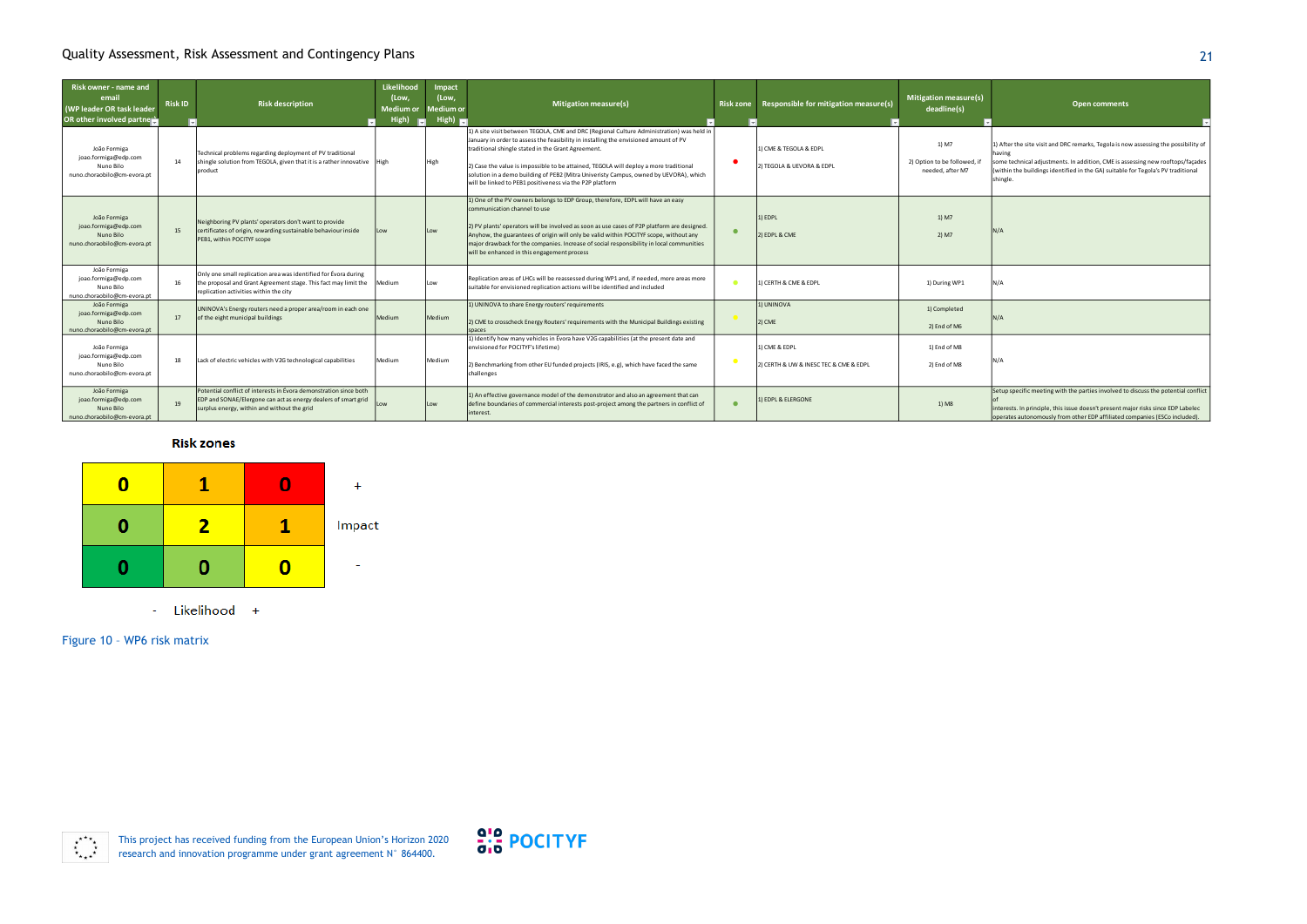| Risk owner - name and email (WP leader OR task leader OR other involved partner) | Risk ID | Risk description | Likelihood (Low, Medium or High) | Impact (Low, Medium or High) | Mitigation measure(s) | Risk zone | Responsible for mitigation measure(s) | Mitigation measure(s) deadline(s) | Open comments |
|---|---|---|---|---|---|---|---|---|---|
| João Formiga joao.formiga@edp.com Nuno Bilo nuno.choraobilo@cm-evora.pt | 14 | Technical problems regarding deployment of PV traditional shingle solution from TEGOLA, given that it is a rather innovative product | High | High | 1) A site visit between TEGOLA, CME and DRC (Regional Culture Administration) was held in January in order to assess the feasibility in installing the envisioned amount of PV traditional shingle stated in the Grant Agreement. 2) Case the value is impossible to be attained, TEGOLA will deploy a more traditional solution in a demo building of PEB2 (Mitra Univeristy Campus, owned by UEVORA), which will be linked to PEB1 positiveness via the P2P platform | ● | 1) CME & TEGOLA & EDPL 2) TEGOLA & UEVORA & EDPL | 1) M7 2) Option to be followed, if needed, after M7 | 1) After the site visit and DRC remarks, Tegola is now assessing the possibility of having some technical adjustments. In addition, CME is assessing new rooftops/façades (within the buildings identified in the GA) suitable for Tegola's PV traditional shingle. |
| João Formiga joao.formiga@edp.com Nuno Bilo nuno.choraobilo@cm-evora.pt | 15 | Neighboring PV plants' operators don't want to provide certificates of origin, rewarding sustainable behaviour inside PEB1, within POCITYF scope | Low | Low | 1) One of the PV owners belongs to EDP Group, therefore, EDPL will have an easy communication channel to use 2) PV plants' operators will be involved as soon as use cases of P2P platform are designed. Anyhow, the guarantees of origin will only be valid within POCITYF scope, without any major drawback for the companies. Increase of social responsibility in local communities will be enhanced in this engagement process | ● | 1) EDPL 2) EDPL & CME | 1) M7 2) M7 | N/A |
| João Formiga joao.formiga@edp.com Nuno Bilo nuno.choraobilo@cm-evora.pt | 16 | Only one small replication area was identified for Évora during the proposal and Grant Agreement stage. This fact may limit the replication activities within the city | Medium | Low | Replication areas of LHCs will be reassessed during WP1 and, if needed, more areas more suitable for envisioned replication actions will be identified and included | ● | 1) CERTH & CME & EDPL | 1) During WP1 | N/A |
| João Formiga joao.formiga@edp.com Nuno Bilo nuno.choraobilo@cm-evora.pt | 17 | UNINOVA's Energy routers need a proper area/room in each one of the eight municipal buildings | Medium | Medium | 1) UNINOVA to share Energy routers' requirements 2) CME to crosscheck Energy Routers' requirements with the Municipal Buildings existing spaces | ● | 1) UNINOVA 2) CME | 1) Completed 2) End of M6 | N/A |
| João Formiga joao.formiga@edp.com Nuno Bilo nuno.choraobilo@cm-evora.pt | 18 | Lack of electric vehicles with V2G technological capabilities | Medium | Medium | 1) Identify how many vehicles in Évora have V2G capabilities (at the present date and envisioned for POCITYF's lifetime) 2) Benchmarking from other EU funded projects (IRIS, e.g), which have faced the same challenges | ● | 1) CME & EDPL 2) CERTH & UW & INESC TEC & CME & EDPL | 1) End of M8 2) End of M8 | N/A |
| João Formiga joao.formiga@edp.com Nuno Bilo nuno.choraobilo@cm-evora.pt | 19 | Potential conflict of interests in Évora demonstration since both EDP and SONAE/Elergone can act as energy dealers of smart grid surplus energy, within and without the grid | Low | Low | 1) An effective governance model of the demonstrator and also an agreement that can define boundaries of commercial interests post-project among the partners in conflict of interest. | ● | 1) EDPL & ELERGONE | 1) M8 | Setup specific meeting with the parties involved to discuss the potential conflict of interests. In principle, this issue doesn't present major risks since EDP Labelec operates autonomously from other EDP affiliated companies (ESCo included). |

**Risk zones**

| | | | |
|---|---|---|---|
| 0 | 1 | 0 | + |
| 0 | 2 | 1 | Impact |
| 0 | 0 | 0 | - |
| - | Likelihood | + | |

Figure 10 – WP6 risk matrix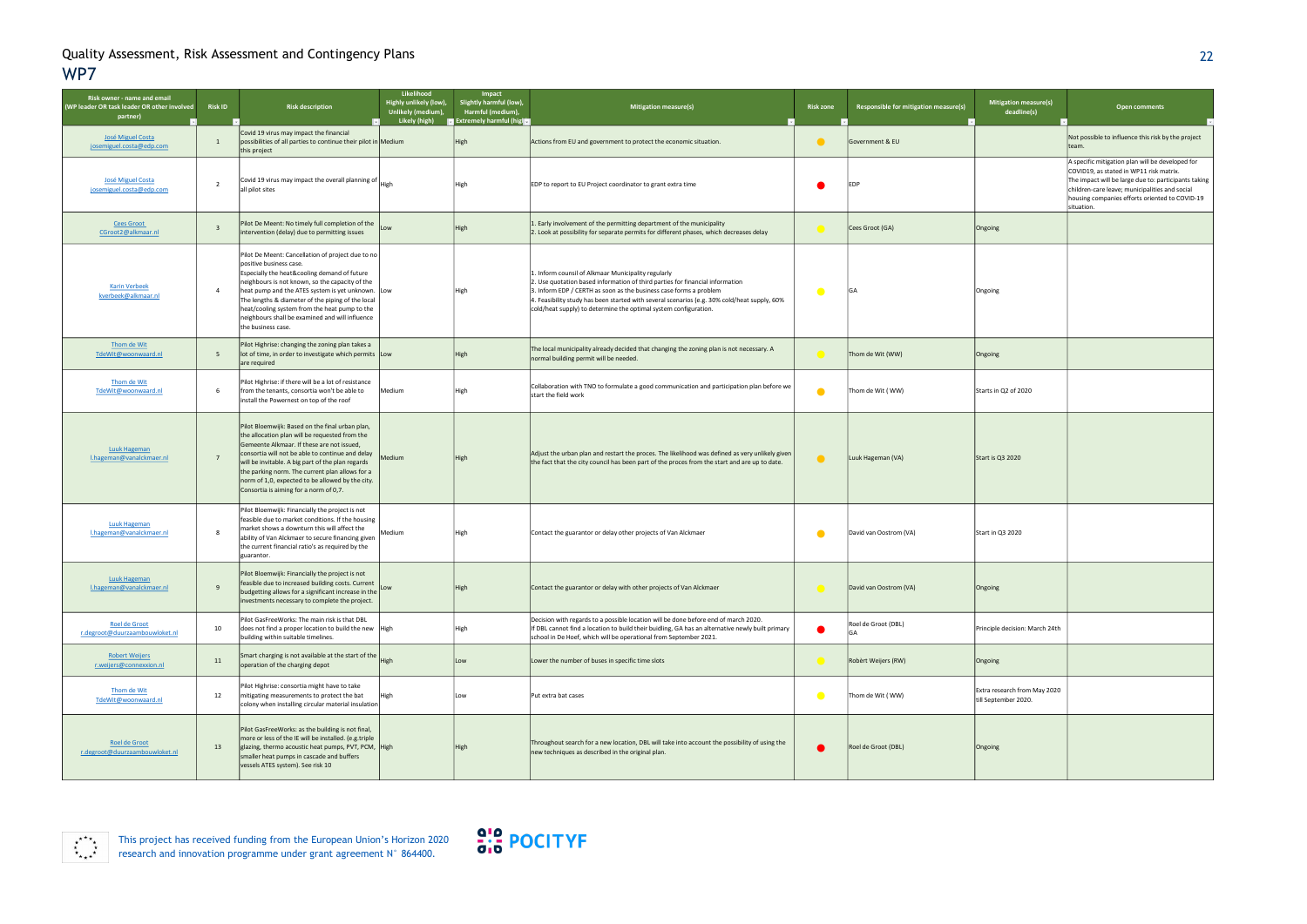## Quality Assessment, Risk Assessment and Contingency Plans

# WP7

| Risk owner - name and email (WP leader OR task leader OR other involved partner) | Risk ID | Risk description | Likelihood Highly unlikely (low), Unlikely (medium), Likely (high) | Impact Slightly harmful (low), Harmful (medium), Extremely harmful (high) | Mitigation measure(s) | Risk zone | Responsible for mitigation measure(s) | Mitigation measure(s) deadline(s) | Open comments |
|---|---|---|---|---|---|---|---|---|---|
| José Miguel Costa josemiguel.costa@edp.com | 1 | Covid 19 virus may impact the financial possibilities of all parties to continue their pilot in this project | Medium | High | Actions from EU and government to protect the economic situation. | ● | Government & EU | | Not possible to influence this risk by the project team. |
| José Miguel Costa josemiguel.costa@edp.com | 2 | Covid 19 virus may impact the overall planning of all pilot sites | High | High | EDP to report to EU Project coordinator to grant extra time | ● | EDP | | A specific mitigation plan will be developed for COVID19, as stated in WP11 risk matrix. The impact will be large due to: participants taking children-care leave; municipalities and social housing companies efforts oriented to COVID-19 situation. |
| Cees Groot CGroot2@alkmaar.nl | 3 | Pilot De Meent: No timely full completion of the intervention (delay) due to permitting issues | Low | High | 1. Early involvement of the permitting department of the municipality<br>2. Look at possibility for separate permits for different phases, which decreases delay | ● | Cees Groot (GA) | Ongoing | |
| Karin Verbeek kverbeek@alkmaar.nl | 4 | Pilot De Meent: Cancellation of project due to no positive business case. Especially the heat&cooling demand of future neighbours is not known, so the capacity of the heat pump and the ATES system is yet unknown. The lengths & diameter of the piping of the local heat/cooling system from the heat pump to the neighbours shall be examined and will influence the business case. | Low | High | 1. Inform counsil of Alkmaar Municipality regularly<br>2. Use quotation based information of third parties for financial information<br>3. Inform EDP / CERTH as soon as the business case forms a problem<br>4. Feasibility study has been started with several scenarios (e.g. 30% cold/heat supply, 60% cold/heat supply) to determine the optimal system configuration. | ● | GA | Ongoing | |
| Thom de Wit TdeWit@woonwaard.nl | 5 | Pilot Highrise: changing the zoning plan takes a lot of time, in order to investigate which permits are required | Low | High | The local municipality already decided that changing the zoning plan is not necessary. A normal building permit will be needed. | ● | Thom de Wit (WW) | Ongoing | |
| Thom de Wit TdeWit@woonwaard.nl | 6 | Pilot Highrise: if there will be a lot of resistance from the tenants, consortia won't be able to install the Powernest on top of the roof | Medium | High | Collaboration with TNO to formulate a good communication and participation plan before we start the field work | ● | Thom de Wit ( WW) | Starts in Q2 of 2020 | |
| Luuk Hageman l.hageman@vanalckmaer.nl | 7 | Pilot Bloemwijk: Based on the final urban plan, the allocation plan will be requested from the Gemeente Alkmaar. If these are not issued, consortia will not be able to continue and delay will be inevitable. A big part of the plan regards the parking norm. The current plan allows for a norm of 1,0, expected to be allowed by the city. Consortia is aiming for a norm of 0,7. | Medium | High | Adjust the urban plan and restart the proces. The likelihood was defined as very unlikely given the fact that the city council has been part of the proces from the start and are up to date. | ● | Luuk Hageman (VA) | Start is Q3 2020 | |
| Luuk Hageman l.hageman@vanalckmaer.nl | 8 | Pilot Bloemwijk: Financially the project is not feasible due to market conditions. If the housing market shows a downturn this will affect the ability of Van Alckmaer to secure financing given the current financial ratio's as required by the guarantor. | Medium | High | Contact the guarantor or delay other projects of Van Alckmaer | ● | David van Oostrom (VA) | Start in Q3 2020 | |
| Luuk Hageman l.hageman@vanalckmaer.nl | 9 | Pilot Bloemwijk: Financially the project is not feasible due to increased building costs. Current budgetting allows for a significant increase in the investments necessary to complete the project. | Low | High | Contact the guarantor or delay with other projects of Van Alckmaer | ● | David van Oostrom (VA) | Ongoing | |
| Roel de Groot r.degroot@duurzaambouwloket.nl | 10 | Pilot GasFreeWorks: The main risk is that DBL does not find a proper location to build the new building within suitable timelines. | High | High | Decision with regards to a possible location will be done before end of march 2020. If DBL cannot find a location to build their buidling, GA has an alternative newly built primary school in De Hoef, which will be operational from September 2021. | ● | Roel de Groot (DBL) GA | Principle decision: March 24th | |
| Robert Weijers r.weijers@connexxion.nl | 11 | Smart charging is not available at the start of the operation of the charging depot | High | Low | Lower the number of buses in specific time slots | ● | Robèrt Weijers (RW) | Ongoing | |
| Thom de Wit TdeWit@woonwaard.nl | 12 | Pilot Highrise: consortia might have to take mitigating measurements to protect the bat colony when installing circular material insulation | High | Low | Put extra bat cases | ● | Thom de Wit ( WW) | Extra research from May 2020 till September 2020. | |
| Roel de Groot r.degroot@duurzaambouwloket.nl | 13 | Pilot GasFreeWorks: as the building is not final, more or less of the IE will be installed. (e.g.triple glazing, thermo acoustic heat pumps, PVT, PCM, smaller heat pumps in cascade and buffers vessels ATES system). See risk 10 | High | High | Throughout search for a new location, DBL will take into account the possibility of using the new techniques as described in the original plan. | ● | Roel de Groot (DBL) | Ongoing | |

This project has received funding from the European Union's Horizon 2020 research and innovation programme under grant agreement N° 864400.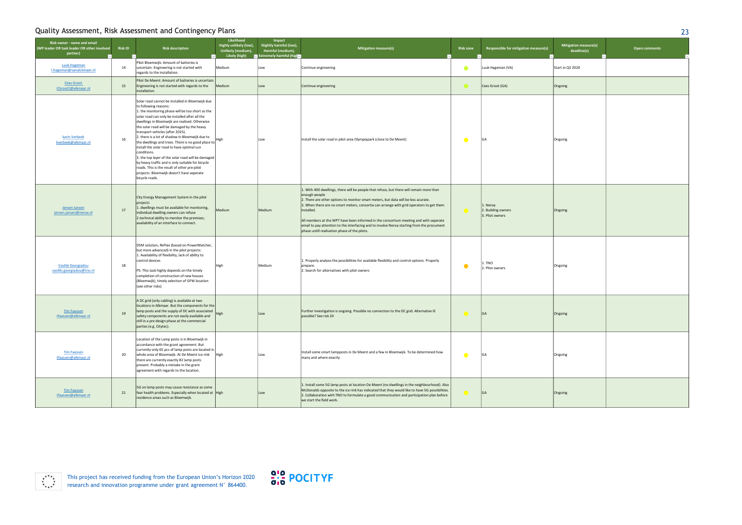## Quality Assessment, Risk Assessment and Contingency Plans

| Risk owner - name and email (WP leader OR task leader OR other involved partner) | Risk ID | Risk description | Likelihood Highly unlikely (low), Unlikely (medium), Likely (high) | Impact Slightly harmful (low), Harmful (medium), Extremely harmful (high) | Mitigation measure(s) | Risk zone | Responsible for mitigation measure(s) | Mitigation measure(s) deadline(s) | Open comments |
|---|---|---|---|---|---|---|---|---|---|
| Luuk Hageman l.hageman@vanalckmaer.nl | 14 | Pilot Bloemwijk: Amount of batteries is uncertain. Engineering is not started with regards to the installation. | Medium | Low | Continue engineering | ● | Luuk Hageman (VA) | Start in Q3 2020 | |
| Cees Groot CGroot2@alkmaar.nl | 15 | Pilot De Meent: Amount of batteries is uncertain. Engineering is not started with regards to the installation. | Medium | Low | Continue engineering | ● | Cees Groot (GA) | Ongoing | |
| karin Verbeek kverbeek@alkmaar.nl | 16 | Solar road cannot be installed in Bloemwijk due to following reasons:<br>1. the monitoring phase will be too short as the solar road can only be installed after all the dwellings in Bloemwijk are realised. Otherwise the solar road will be damaged by the heavy transport vehicles (after 2025).<br>2. there is a lot of shadow in Bloemwijk due to the dwellings and trees. There is no good place to install the solar road to have optimal sun conditions.<br>3. the top layer of the solar road will be damaged by heavy traffic and is only suitable for bicycle roads. This is the result of other pre-pilot projects. Bloemwijk doesn't have seperate bicycle roads. | High | Low | Install the solar road in pilot area Olympiapark (close to De Meent) | ● | GA | Ongoing | |
| Jeroen Jansen jeroen.jansen@neroa.nl | 17 | City Energy Management System in the pilot projects<br>1. dwellings must be available for monitoring, individual dwelling owners can refuse<br>2.technical ability to monitor the premises; availability of an interface to connect. | Medium | Medium | 1. With 400 dwellings, there will be people that refuse, but there will remain more than enough people<br>2. There are other options to monitor smart meters, but data will be less acurate.<br>3. When there are no smart meters, consortia can arrange with grid operators to get them installed.<br><br>All members at the WP7 have been informed in the consortium meeting and with seperate email to pay attention to the interfacing and to involve Neroa starting from the procument phase untill realisation phase of the pilots. | ● | 1. Neroa<br>2. Building owners<br>3. Pilot owners | Ongoing | |
| Vasiliki Georgiadou vasiliki.georgiadou@tno.nl | 18 | DSM solution, ReFlex (based on PowerMatcher, but more advanced) in the pilot projects:<br>1. Availability of flexibility, lack of ability to control devices<br><br>PS. This task highly depends on the timely completion of construction of new houses (Bloemwijk), timely selection of GFW location (see other risks) | High | Medium | 1. Properly analyse the possibilities for available flexibility and control options. Properly prepare.<br>2. Search for alternatives with pilot owners | ● | 1. TNO<br>2. Pilot owners | Ongoing | |
| Tim Faassen tfaassen@alkmaar.nl | 19 | A DC grid (only cabling) is available at two locations in Alkmaar. But the components for the lamp posts and the supply of DC with associated safety components are not easily available and still in a pre design phase at the commercial parties (e.g. Citytec). | High | Low | Further investigation is ongoing. Possible no connection to the DC grid. Alternative IE possible? See risk 20 | ● | GA | Ongoing | |
| Tim Faassen tfaassen@alkmaar.nl | 20 | Location of the Lamp posts is in Bloemwijk in accordance with the grant agreement. But currently only 65 pcs of lamp posts are located in whole area of Bloemwijk. At De Meent ice rink there are currently exactly 82 lamp posts present. Probably a mistake in the grant agreement with regards to the location. | High | Low | Install some smart lampposts in De Meent and a few in Bloemwijk. To be determined how many and where exactly. | ● | GA | Ongoing | |
| Tim Faassen tfaassen@alkmaar.nl | 21 | 5G on lamp posts may cause resistance as some fear health problems. Especially when located at residence areas such as Bloemwijk. | High | Low | 1. Install some 5G lamp posts at location De Meent (no dwellings in the neighbourhood). Also McDonalds opposite to the ice rink has indicated that they would like to have 5G possibilities.<br>2. Collaboration with TNO to formulate a good communication and participation plan before we start the field work. | ● | GA | Ongoing | |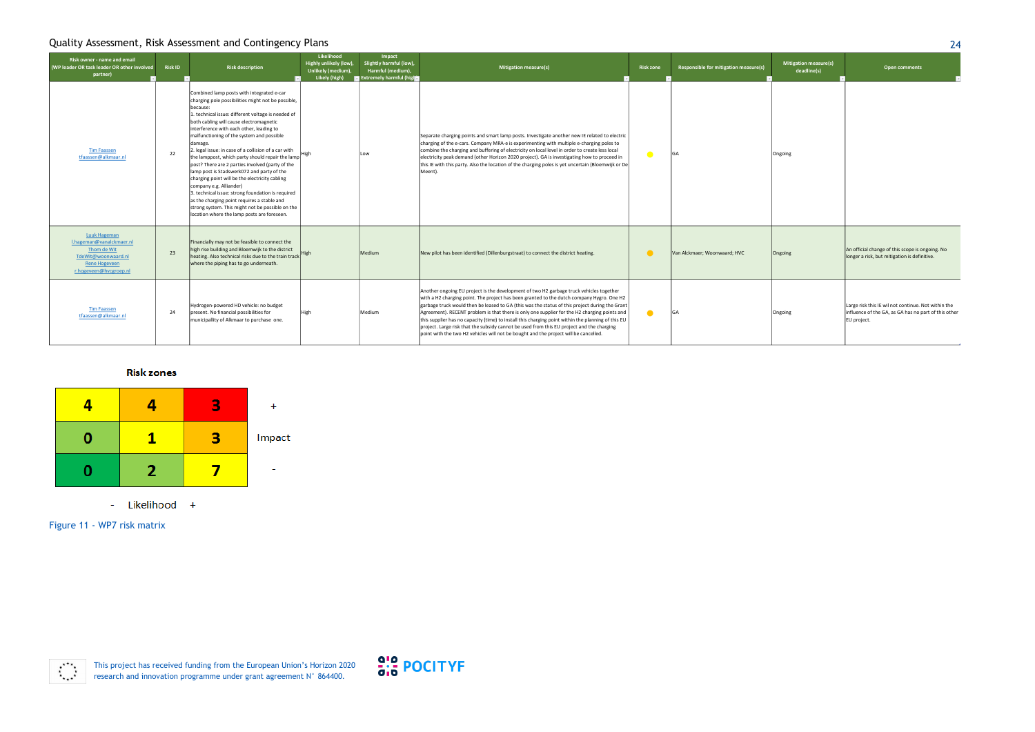| Risk owner - name and email (WP leader OR task leader OR other involved partner) | Risk ID | Risk description | Likelihood Highly unlikely (low), Unlikely (medium), Likely (high) | Impact Slightly harmful (low), Harmful (medium), Extremely harmful (high) | Mitigation measure(s) | Risk zone | Responsible for mitigation measure(s) | Mitigation measure(s) deadline(s) | Open comments |
|---|---|---|---|---|---|---|---|---|---|
| Tim Faassen tfaassen@alkmaar.nl | 22 | Combined lamp posts with integrated e-car charging pole possibilities might not be possible, because: 1. technical issue: different voltage is needed of both cabling will cause electromagnetic interference with each other, leading to malfunctioning of the system and possible damage. 2. legal issue: in case of a collision of a car with the lamppost, which party should repair the lamp post? There are 2 parties involved (party of the lamp post is Stadswerk072 and party of the charging point will be the electricity cabling company e.g. Alliander) 3. technical issue: strong foundation is required as the charging point requires a stable and strong system. This might not be possible on the location where the lamp posts are foreseen. | High | Low | Separate charging points and smart lamp posts. Investigate another new IE related to electric charging of the e-cars. Company MRA-e is experimenting with multiple e-charging poles to combine the charging and buffering of electricity on local level in order to create less local electricity peak demand (other Horizon 2020 project). GA is investigating how to proceed in this IE with this party. Also the location of the charging poles is yet uncertain (Bloemwijk or De Meent). | ● (yellow) | GA | Ongoing | |
| Luuk Hageman l.hageman@vanalckmaer.nl Thom de Wit TdeWit@woonwaard.nl Rene Hogeveen r.hogeveen@hvcgroep.nl | 23 | Financially may not be feasible to connect the high rise building and Bloemwijk to the district heating. Also technical risks due to the train track where the piping has to go underneath. | High | Medium | New pilot has been identified (Dillenburgstraat) to connect the district heating. | ● (orange) | Van Alckmaer; Woonwaard; HVC | Ongoing | An official change of this scope is ongoing. No longer a risk, but mitigation is definitive. |
| Tim Faassen tfaassen@alkmaar.nl | 24 | Hydrogen-powered HD vehicle: no budget present. No financial possibilities for municipallity of Alkmaar to purchase one. | High | Medium | Another ongoing EU project is the development of two H2 garbage truck vehicles together with a H2 charging point. The project has been granted to the dutch company Hygro. One H2 garbage truck would then be leased to GA (this was the status of this project during the Grant Agreement). RECENT problem is that there is only one supplier for the H2 charging points and this supplier has no capacity (time) to install this charging point within the planning of this EU project. Large risk that the subsidy cannot be used from this EU project and the charging point with the two H2 vehicles will not be bought and the project will be cancelled. | ● (orange) | GA | Ongoing | Large risk this IE wil not continue. Not within the influence of the GA, as GA has no part of this other EU project. |

**Risk zones**

| Impact \ Likelihood | - | | + |
|---|---|---|---|
| + | 4 | 4 | 3 |
| | 0 | 1 | 3 |
| - | 0 | 2 | 7 |

Figure 11 - WP7 risk matrix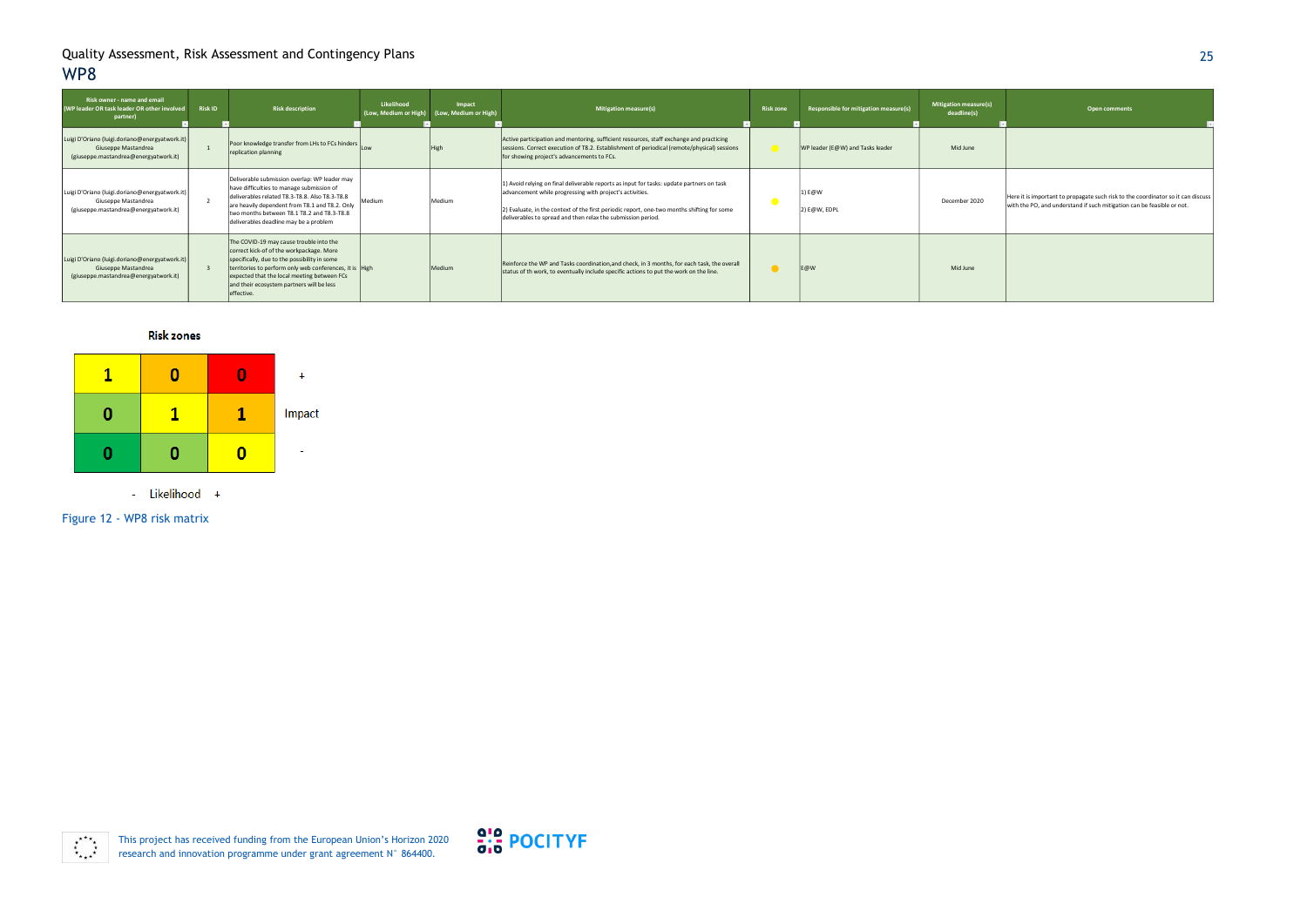## WP8

| Risk owner - name and email (WP leader OR task leader OR other involved partner) | Risk ID | Risk description | Likelihood (Low, Medium or High) | Impact (Low, Medium or High) | Mitigation measure(s) | Risk zone | Responsible for mitigation measure(s) | Mitigation measure(s) deadline(s) | Open comments |
|---|---|---|---|---|---|---|---|---|---|
| Luigi D'Oriano (luigi.doriano@energyatwork.it) Giuseppe Mastandrea (giuseppe.mastandrea@energyatwork.it) | 1 | Poor knowledge transfer from LHs to FCs hinders replication planning | Low | High | Active participation and mentoring, sufficient resources, staff exchange and practicing sessions. Correct execution of T8.2. Establishment of periodical (remote/physical) sessions for showing project's advancements to FCs. | ● | WP leader (E@W) and Tasks leader | Mid June | |
| Luigi D'Oriano (luigi.doriano@energyatwork.it) Giuseppe Mastandrea (giuseppe.mastandrea@energyatwork.it) | 2 | Deliverable submission overlap: WP leader may have difficulties to manage submission of deliverables related T8.3-T8.8. Also T8.3-T8.8 are heavily dependent from T8.1 and T8.2. Only two months between T8.1 T8.2 and T8.3-T8.8 deliverables deadline may be a problem | Medium | Medium | 1) Avoid relying on final deliverable reports as input for tasks: update partners on task advancement while progressing with project's activities. 2) Evaluate, in the context of the first periodic report, one-two months shifting for some deliverables to spread and then relax the submission period. | ● | 1) E@W 2) E@W, EDPL | December 2020 | Here it is important to propagate such risk to the coordinator so it can discuss with the PO, and understand if such mitigation can be feasible or not. |
| Luigi D'Oriano (luigi.doriano@energyatwork.it) Giuseppe Mastandrea (giuseppe.mastandrea@energyatwork.it) | 3 | The COVID-19 may cause trouble into the correct kick-of of the workpackage. More specifically, due to the possibility in some territories to perform only web conferences, it is expected that the local meeting between FCs and their ecosystem partners will be less effective. | High | Medium | Reinforce the WP and Tasks coordination,and check, in 3 months, for each task, the overall status of th work, to eventually include specific actions to put the work on the line. | ● | E@W | Mid June | |

**Risk zones**

| | | | |
|---|---|---|---|
| 1 | 0 | 0 | + |
| 0 | 1 | 1 | Impact |
| 0 | 0 | 0 | - |
| - | Likelihood | + | |

Figure 12 - WP8 risk matrix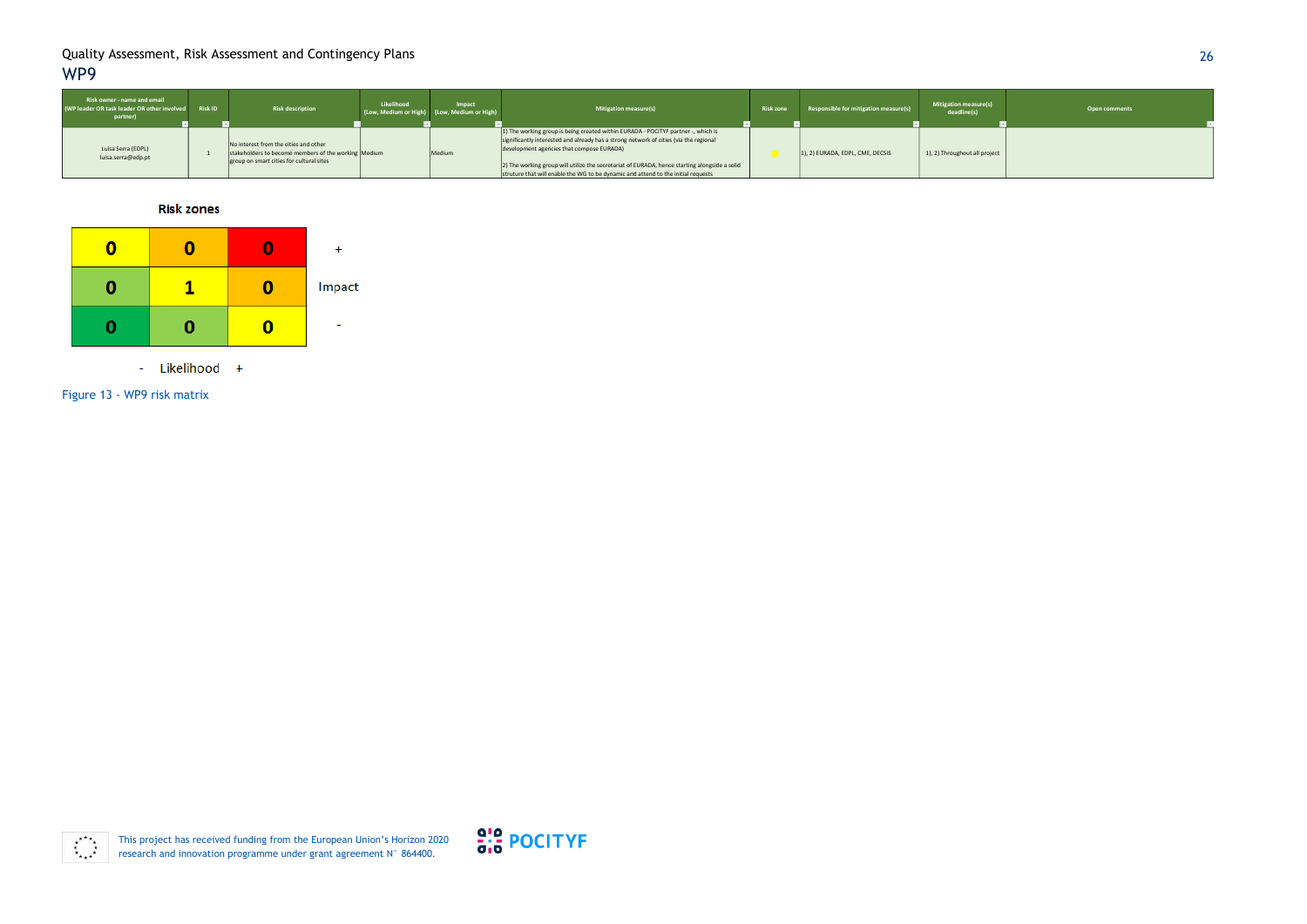## WP9

| Risk owner - name and email (WP leader OR task leader OR other involved partner) | Risk ID | Risk description | Likelihood (Low, Medium or High) | Impact (Low, Medium or High) | Mitigation measure(s) | Risk zone | Responsible for mitigation measure(s) | Mitigation measure(s) deadline(s) | Open comments |
|---|---|---|---|---|---|---|---|---|---|
| Luisa Serra (EDPL) luisa.serra@edp.pt | 1 | No interest from the cities and other stakeholders to become members of the working group on smart cities for cultural sites | Medium | Medium | 1) The working group is being created within EURADA - POCITYF partner -, which is significantly interested and already has a strong network of cities (via the regional development agencies that compose EURADA)<br><br>2) The working group will utilize the secretariat of EURADA, hence starting alongside a solid struture that will enable the WG to be dynamic and attend to the initial requests | ● (yellow) | 1), 2) EURADA, EDPL, CME, DECSIS | 1), 2) Throughout all project | |

**Risk zones**

| | | | |
|---|---|---|---|
| 0 | 0 | 0 | + |
| 0 | 1 | 0 | Impact |
| 0 | 0 | 0 | - |
| - | Likelihood | + | |

Figure 13 - WP9 risk matrix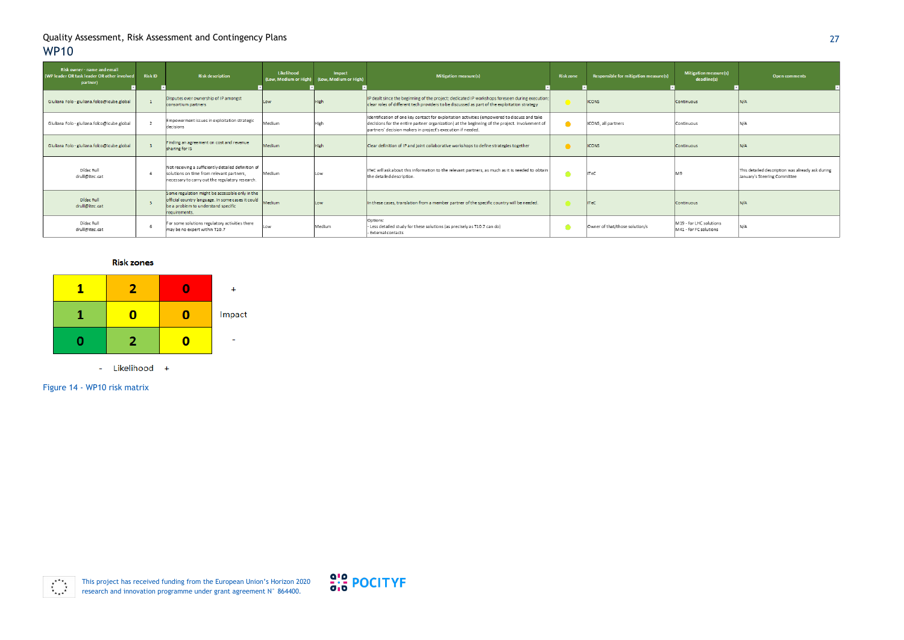## WP10

| Risk owner - name and email (WP leader OR task leader OR other involved partner) | Risk ID | Risk description | Likelihood (Low, Medium or High) | Impact (Low, Medium or High) | Mitigation measure(s) | Risk zone | Responsible for mitigation measure(s) | Mitigation measure(s) deadline(s) | Open comments |
|---|---|---|---|---|---|---|---|---|---|
| Giuliana Folco - giuliana.folco@icube.global | 1 | Disputes over ownership of IP amongst consortium partners | Low | High | IP dealt since the beginning of the project: dedicated IP workshops foreseen during execution; clear roles of different tech providers to be discussed as part of the exploitation strategy | | ICONS | Continuous | N/A |
| Giuliana Folco - giuliana.folco@icube.global | 2 | Empowerment issues in exploitation strategic decisions | Medium | High | Identification of one key contact for exploitation activities (empowered to discuss and take decisions for the entire partner organization) at the beginning of the project. Involvement of partners' decision makers in project's execution if needed. | | ICONS, all partners | Continuous | N/A |
| Giuliana Folco - giuliana.folco@icube.global | 3 | Finding an agreement on cost and revenue sharing for IS | Medium | High | Clear definition of IP and joint collaborative workshops to define strategies together | | ICONS | Continuous | N/A |
| Dídac Rull drull@itec.cat | 4 | Not receiving a sufficiently detailed definition of solutions on time from relevant partners, necessary to carry out the regulatory research. | Medium | Low | ITeC will ask about this information to the relevant partners, as much as it is needed to obtain the detailed description. | | ITeC | M9 | This detailed description was already ask during January's Steering Committee |
| Dídac Rull drull@itec.cat | 5 | Some regulation might be accessible only in the official country language. In some cases it could be a problem to understand specific requirements. | Medium | Low | In these cases, translation from a member partner of the specific country will be needed. | | ITeC | Continuous | N/A |
| Dídac Rull drull@itec.cat | 6 | For some solutions regulatory activities there may be no expert within T10.7 | Low | Medium | Options:<br>- Less detailed study for these solutions (as precisely as T10.7 can do)<br>- External contacts | | Owner of that/those solution/s | M19 - for LHC solutions<br>M41 - for FC solutions | N/A |

**Risk zones**

| Impact \ Likelihood | - | | + |
|---|---|---|---|
| **+** | 1 | 2 | 0 |
| | 1 | 0 | 0 |
| **-** | 0 | 2 | 0 |

Figure 14 - WP10 risk matrix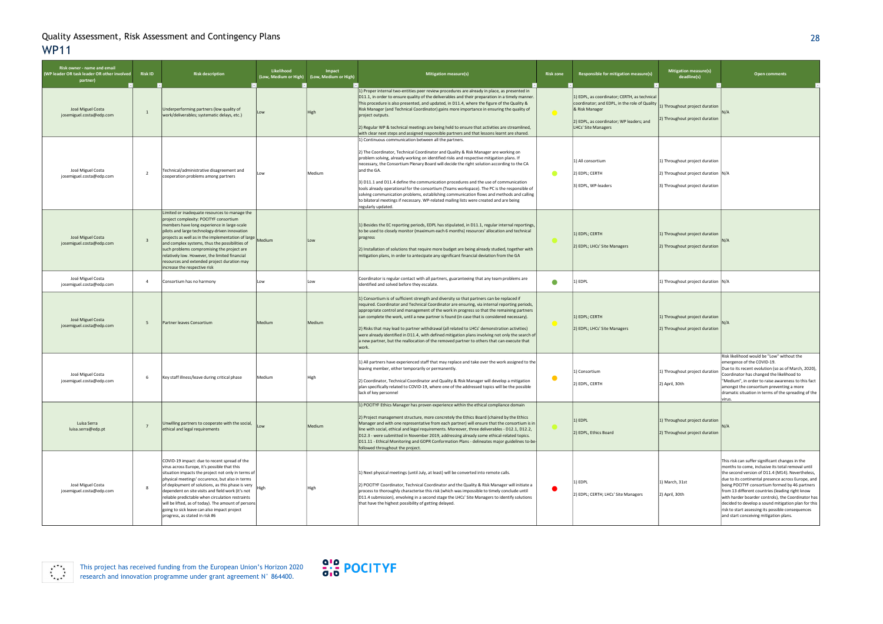## Quality Assessment, Risk Assessment and Contingency Plans

# WP11

| Risk owner - name and email (WP leader OR task leader OR other involved partner) | Risk ID | Risk description | Likelihood (Low, Medium or High) | Impact (Low, Medium or High) | Mitigation measure(s) | Risk zone | Responsible for mitigation measure(s) | Mitigation measure(s) deadline(s) | Open comments |
|---|---|---|---|---|---|---|---|---|---|
| José Miguel Costa josemiguel.costa@edp.com | 1 | Underperforming partners (low quality of work/deliverables; systematic delays, etc.) | Low | High | 1) Proper internal two-entities peer review procedures are already in place, as presented in D11.1, in order to ensure quality of the deliverables and their preparation in a timely manner. This procedure is also presented, and updated, in D11.4, where the figure of the Quality & Risk Manager (and Technical Coordinator) gains more importance in ensuring the quality of project outputs.<br><br>2) Regular WP & technical meetings are being held to ensure that activities are streamlined, with clear next steps and assigned responsible partners and that lessons learnt are shared. | | 1) EDPL, as coordinator; CERTH, as technical coordinator; and EDPL, in the role of Quality & Risk Manager<br><br>2) EDPL, as coordinator; WP leaders; and LHCs' Site Managers | 1) Throughout project duration<br><br>2) Throughout project duration | N/A |
| José Miguel Costa josemiguel.costa@edp.com | 2 | Technical/administrative disagreement and cooperation problems among partners | Low | Medium | 1) Continuous communication between all the partners.<br><br>2) The Coordinator, Technical Coordinator and Quality & Risk Manager are working on problem solving, already working on identified risks and respective mitigation plans. If necessary, the Consortium Plenary Board will decide the right solution according to the CA and the GA.<br><br>3) D11.1 and D11.4 define the communication procedures and the use of communication tools already operational for the consortium (Teams workspace). The PC is the responsible of solving communication problems, establishing communication flows and methods and calling to bilateral meetings if necessary. WP-related mailing lists were created and are being regularly updated. | | 1) All consortium<br><br>2) EDPL; CERTH<br><br>3) EDPL, WP-leaders | 1) Throughout project duration<br><br>2) Throughout project duration<br><br>3) Throughout project duration | N/A |
| José Miguel Costa josemiguel.costa@edp.com | 3 | Limited or inadequate resources to manage the project complexity: POCITYF consortium members have long experience in large-scale pilots and large technology-driven innovation projects as well as in the implementation of large and complex systems, thus the possibilities of such problems compromising the project are relatively low. However, the limited financial resources and extended project duration may increase the respective risk | Medium | Low | 1) Besides the EC reporting periods, EDPL has stipulated, in D11.1, regular internal reportings, to be used to closely monitor (maximum each 6 months) resources' allocation and technical progress<br><br>2) Installation of solutions that require more budget are being already studied, together with mitigation plans, in order to antecipate any significant financial deviation from the GA | | 1) EDPL; CERTH<br><br>2) EDPL; LHCs' Site Managers | 1) Throughout project duration<br><br>2) Throughout project duration | N/A |
| José Miguel Costa josemiguel.costa@edp.com | 4 | Consortium has no harmony | Low | Low | Coordinator is regular contact with all partners, guaranteeing that any team problems are identified and solved before they escalate. | | 1) EDPL | 1) Throughout project duration | N/A |
| José Miguel Costa josemiguel.costa@edp.com | 5 | Partner leaves Consortium | Medium | Medium | 1) Consortium is of sufficient strength and diversity so that partners can be replaced if required. Coordinator and Technical Coordinator are ensuring, via internal reporting periods, appropriate control and management of the work in progress so that the remaining partners can complete the work, until a new partner is found (in case that is considered necessary).<br><br>2) Risks that may lead to partner withdrawal (all related to LHCs' demonstration activities) were already identified in D11.4, with defined mitigation plans involving not only the search of a new partner, but the reallocation of the removed partner to others that can execute that work. | | 1) EDPL; CERTH<br><br>2) EDPL; LHCs' Site Managers | 1) Throughout project duration<br><br>2) Throughout project duration | N/A |
| José Miguel Costa josemiguel.costa@edp.com | 6 | Key staff illness/leave during critical phase | Medium | High | 1) All partners have experienced staff that may replace and take over the work assigned to the leaving member, either temporarily or permanently.<br><br>2) Coordinator, Technical Coordinator and Quality & Risk Manager will develop a mitigation plan specifically related to COVID-19, where one of the addressed topics will be the possible lack of key personnel | | 1) Consortium<br><br>2) EDPL, CERTH | 1) Throughout project duration<br><br>2) April, 30th | Risk likelihood would be "Low" without the emergence of the COVID-19. Due to its recent evolution (so as of March, 2020), Coordinator has changed the likelihood to "Medium", in order to raise awareness to this fact amongst the consortium preventing a more dramatic situation in terms of the spreading of the virus. |
| Luisa Serra luisa.serra@edp.pt | 7 | Unwilling partners to cooperate with the social, ethical and legal requirements | Low | Medium | 1) POCITYF Ethics Manager has proven experience within the ethical compliance domain<br><br>2) Project management structure, more concretely the Ethics Board (chaired by the Ethics Manager and with one representative from each partner) will ensure that the consortium is in line with social, ethical and legal requirements. Moreover, three deliverables - D12.1, D12.2, D12.3 - were submitted in November 2019, addressing already some ethical-related topics. D11.11 - Ethical Monitoring and GDPR Conformation Plans - delineates major guidelines to-be-followed throughout the project. | | 1) EDPL<br><br>2) EDPL, Ethics Board | 1) Throughout project duration<br><br>2) Throughout project duration | N/A |
| José Miguel Costa josemiguel.costa@edp.com | 8 | COVID-19 impact: due to recent spread of the virus across Europe, it's possible that this situation impacts the project not only in terms of physical meetings' occurence, but also in terms of deployment of solutions, as this phase is very dependent on site visits and field work (it's not reliable predictable when circulation restraints will be lifted, as of today). The amount of persons going to sick leave can also impact project progress, as stated in risk #6 | High | High | 1) Next physical meetings (until July, at least) will be converted into remote calls.<br><br>2) POCITYF Coordinator, Technical Coordinator and the Quality & Risk Manager will initiate a process to thoroughly characterise this risk (which was impossible to timely conclude until D11.4 submission), envolving in a second stage the LHCs' Site Managers to identify solutions that have the highest possibility of getting delayed. | | 1) EDPL<br><br>2) EDPL; CERTH; LHCs' Site Managers | 1) March, 31st<br><br>2) April, 30th | This risk can suffer significant changes in the months to come, inclusive its total removal until the second version of D11.4 (M14). Nevertheless, due to its continental presence across Europe, and being POCITYF consortium formed by 46 partners from 13 different countries (leading right know with harder boarder controls), the Coordinator has decided to develop a sound mitigation plan for this risk to start assessing its possible consequences and start conceiving mitigation plans. |

This project has received funding from the European Union's Horizon 2020 research and innovation programme under grant agreement N° 864400.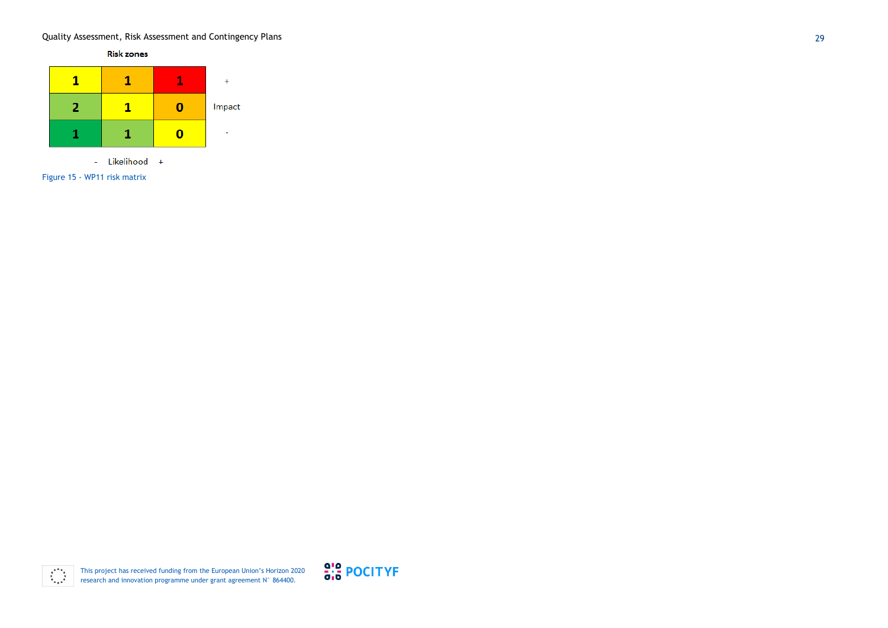Risk zones

| | | | |
|---|---|---|---|
| 1 | 1 | 1 | + |
| 2 | 1 | 0 | Impact |
| 1 | 1 | 0 | - |

\- Likelihood +

Figure 15 - WP11 risk matrix